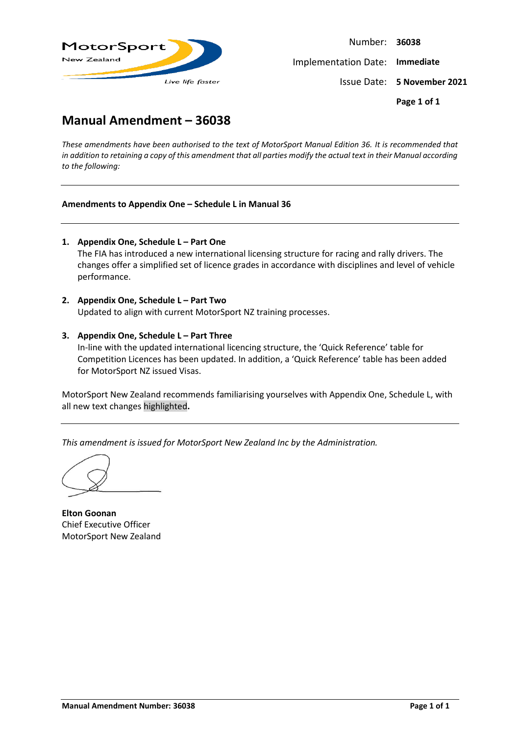Number: **36038**

Implementation Date: **Immediate**

Issue Date: **5 November 2021**

# Manual Amendment – 36038

*These amendments have been authorised to the text of MotorSport Manual Edition 36. It is recommended that in addition to retaining a copy of this amendment that all parties modify the actual text in their Manual according to the following:*

---

**Amendments to Appendix One – Schedule L in Manual 36**

---

1. **Appendix One, Schedule L – Part One**
   The FIA has introduced a new international licensing structure for racing and rally drivers. The changes offer a simplified set of licence grades in accordance with disciplines and level of vehicle performance.

2. **Appendix One, Schedule L – Part Two**
   Updated to align with current MotorSport NZ training processes.

3. **Appendix One, Schedule L – Part Three**
   In-line with the updated international licencing structure, the 'Quick Reference' table for Competition Licences has been updated. In addition, a 'Quick Reference' table has been added for MotorSport NZ issued Visas.

MotorSport New Zealand recommends familiarising yourselves with Appendix One, Schedule L, with all new text changes highlighted**.**

---

*This amendment is issued for MotorSport New Zealand Inc by the Administration.*

**Elton Goonan**
Chief Executive Officer
MotorSport New Zealand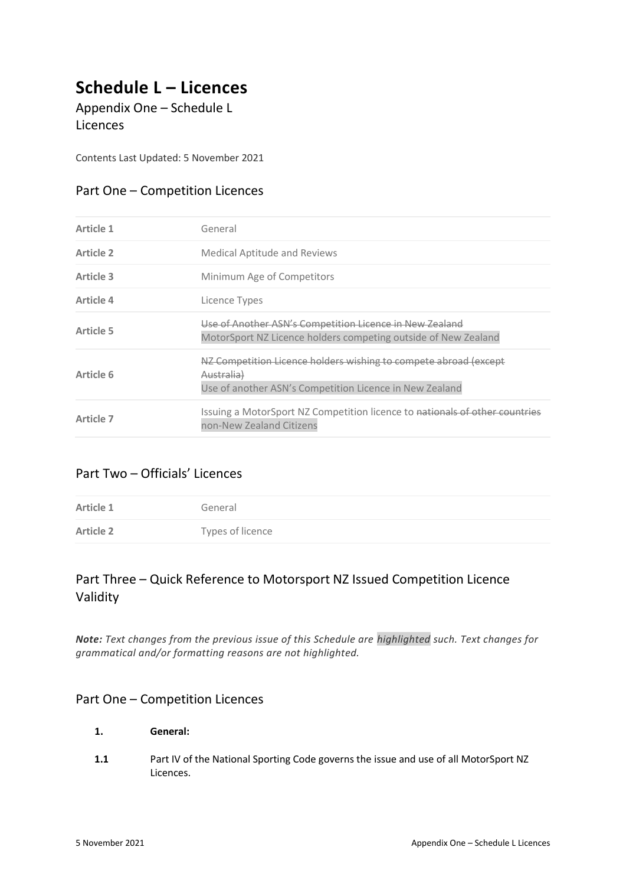# Schedule L – Licences

Appendix One – Schedule L
Licences

Contents Last Updated: 5 November 2021

## Part One – Competition Licences

| | |
|---|---|
| **Article 1** | General |
| **Article 2** | Medical Aptitude and Reviews |
| **Article 3** | Minimum Age of Competitors |
| **Article 4** | Licence Types |
| **Article 5** | ~~Use of Another ASN's Competition Licence in New Zealand~~ MotorSport NZ Licence holders competing outside of New Zealand |
| **Article 6** | ~~NZ Competition Licence holders wishing to compete abroad (except Australia)~~ Use of another ASN's Competition Licence in New Zealand |
| **Article 7** | Issuing a MotorSport NZ Competition licence to ~~nationals of other countries~~ non-New Zealand Citizens |

## Part Two – Officials' Licences

| | |
|---|---|
| **Article 1** | General |
| **Article 2** | Types of licence |

## Part Three – Quick Reference to Motorsport NZ Issued Competition Licence Validity

***Note:*** *Text changes from the previous issue of this Schedule are highlighted such. Text changes for grammatical and/or formatting reasons are not highlighted.*

## Part One – Competition Licences

**1. General:**

**1.1** Part IV of the National Sporting Code governs the issue and use of all MotorSport NZ Licences.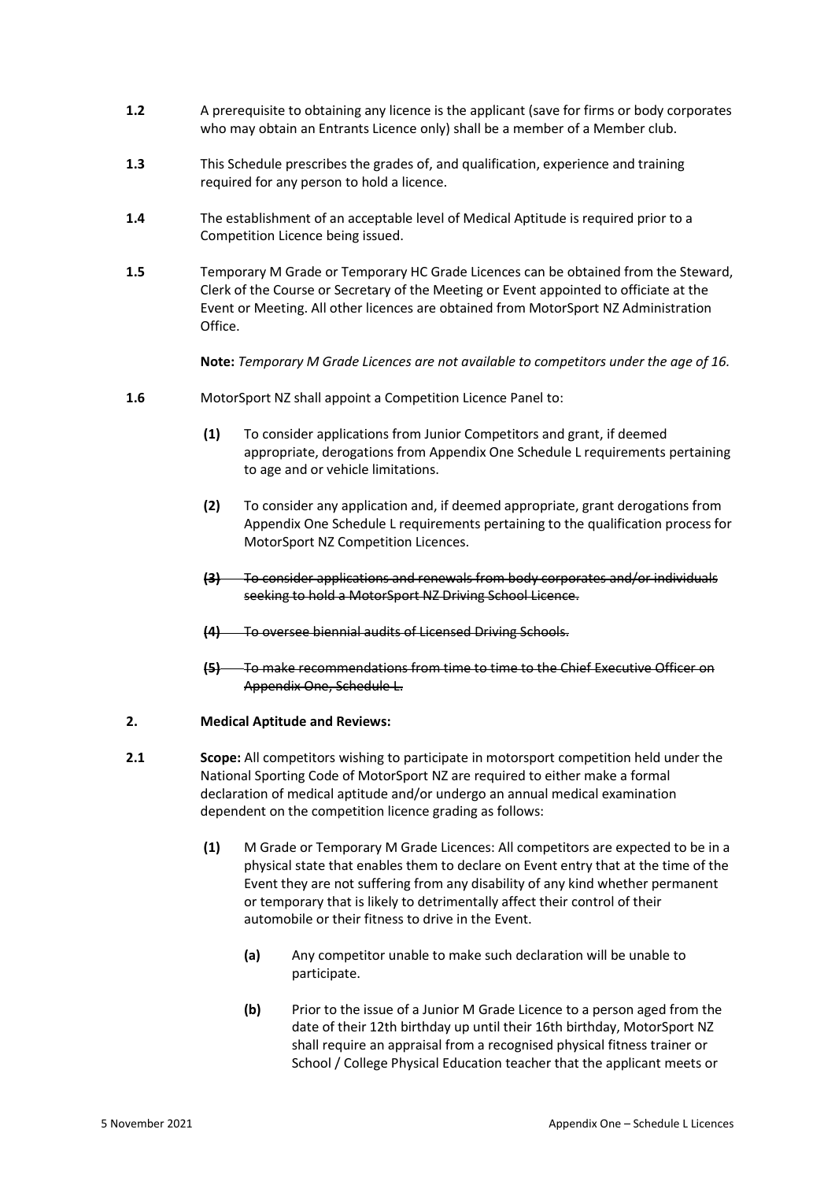**1.2** A prerequisite to obtaining any licence is the applicant (save for firms or body corporates who may obtain an Entrants Licence only) shall be a member of a Member club.

**1.3** This Schedule prescribes the grades of, and qualification, experience and training required for any person to hold a licence.

**1.4** The establishment of an acceptable level of Medical Aptitude is required prior to a Competition Licence being issued.

**1.5** Temporary M Grade or Temporary HC Grade Licences can be obtained from the Steward, Clerk of the Course or Secretary of the Meeting or Event appointed to officiate at the Event or Meeting. All other licences are obtained from MotorSport NZ Administration Office.

**Note:** *Temporary M Grade Licences are not available to competitors under the age of 16.*

**1.6** MotorSport NZ shall appoint a Competition Licence Panel to:

- **(1)** To consider applications from Junior Competitors and grant, if deemed appropriate, derogations from Appendix One Schedule L requirements pertaining to age and or vehicle limitations.
- **(2)** To consider any application and, if deemed appropriate, grant derogations from Appendix One Schedule L requirements pertaining to the qualification process for MotorSport NZ Competition Licences.
- ~~**(3)** To consider applications and renewals from body corporates and/or individuals seeking to hold a MotorSport NZ Driving School Licence.~~
- ~~**(4)** To oversee biennial audits of Licensed Driving Schools.~~
- ~~**(5)** To make recommendations from time to time to the Chief Executive Officer on Appendix One, Schedule L.~~

## 2. Medical Aptitude and Reviews:

**2.1** **Scope:** All competitors wishing to participate in motorsport competition held under the National Sporting Code of MotorSport NZ are required to either make a formal declaration of medical aptitude and/or undergo an annual medical examination dependent on the competition licence grading as follows:

- **(1)** M Grade or Temporary M Grade Licences: All competitors are expected to be in a physical state that enables them to declare on Event entry that at the time of the Event they are not suffering from any disability of any kind whether permanent or temporary that is likely to detrimentally affect their control of their automobile or their fitness to drive in the Event.
  - **(a)** Any competitor unable to make such declaration will be unable to participate.
  - **(b)** Prior to the issue of a Junior M Grade Licence to a person aged from the date of their 12th birthday up until their 16th birthday, MotorSport NZ shall require an appraisal from a recognised physical fitness trainer or School / College Physical Education teacher that the applicant meets or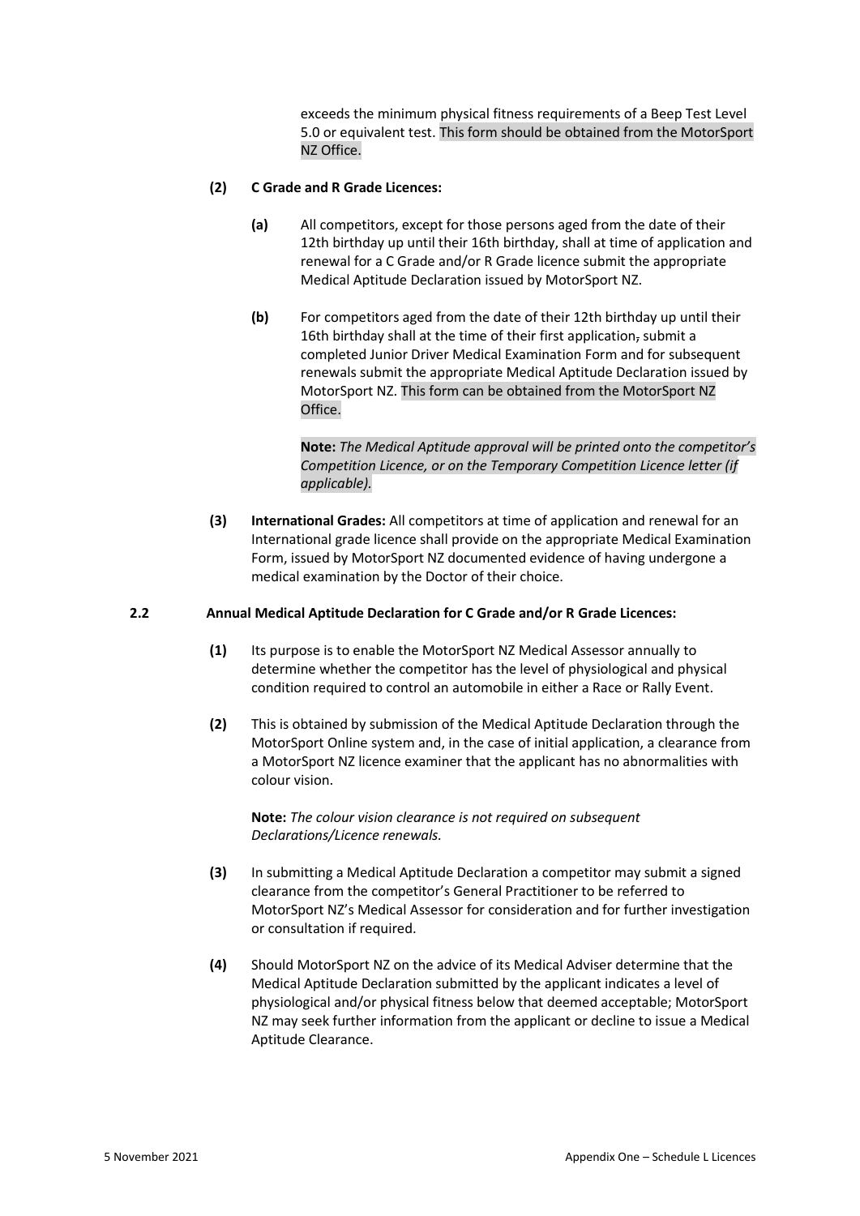exceeds the minimum physical fitness requirements of a Beep Test Level 5.0 or equivalent test. This form should be obtained from the MotorSport NZ Office.

**(2) C Grade and R Grade Licences:**

**(a)** All competitors, except for those persons aged from the date of their 12th birthday up until their 16th birthday, shall at time of application and renewal for a C Grade and/or R Grade licence submit the appropriate Medical Aptitude Declaration issued by MotorSport NZ.

**(b)** For competitors aged from the date of their 12th birthday up until their 16th birthday shall at the time of their first application, submit a completed Junior Driver Medical Examination Form and for subsequent renewals submit the appropriate Medical Aptitude Declaration issued by MotorSport NZ. This form can be obtained from the MotorSport NZ Office.

**Note:** *The Medical Aptitude approval will be printed onto the competitor's Competition Licence, or on the Temporary Competition Licence letter (if applicable).*

**(3) International Grades:** All competitors at time of application and renewal for an International grade licence shall provide on the appropriate Medical Examination Form, issued by MotorSport NZ documented evidence of having undergone a medical examination by the Doctor of their choice.

## 2.2 Annual Medical Aptitude Declaration for C Grade and/or R Grade Licences:

**(1)** Its purpose is to enable the MotorSport NZ Medical Assessor annually to determine whether the competitor has the level of physiological and physical condition required to control an automobile in either a Race or Rally Event.

**(2)** This is obtained by submission of the Medical Aptitude Declaration through the MotorSport Online system and, in the case of initial application, a clearance from a MotorSport NZ licence examiner that the applicant has no abnormalities with colour vision.

**Note:** *The colour vision clearance is not required on subsequent Declarations/Licence renewals.*

**(3)** In submitting a Medical Aptitude Declaration a competitor may submit a signed clearance from the competitor's General Practitioner to be referred to MotorSport NZ's Medical Assessor for consideration and for further investigation or consultation if required.

**(4)** Should MotorSport NZ on the advice of its Medical Adviser determine that the Medical Aptitude Declaration submitted by the applicant indicates a level of physiological and/or physical fitness below that deemed acceptable; MotorSport NZ may seek further information from the applicant or decline to issue a Medical Aptitude Clearance.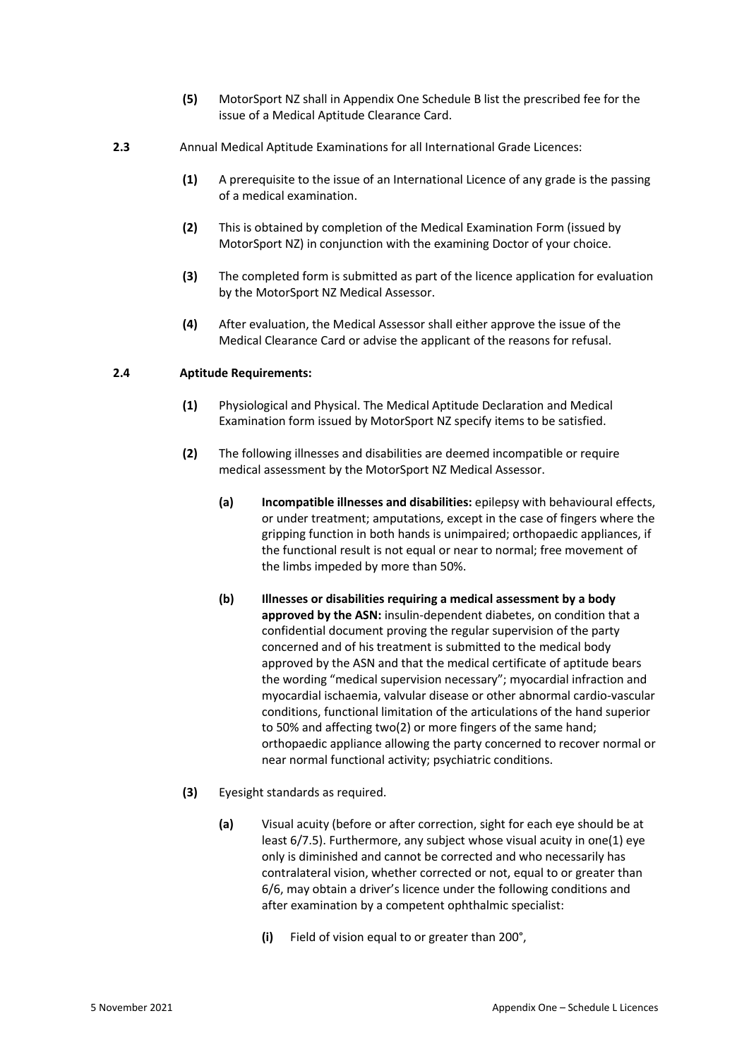**(5)** MotorSport NZ shall in Appendix One Schedule B list the prescribed fee for the issue of a Medical Aptitude Clearance Card.

**2.3** Annual Medical Aptitude Examinations for all International Grade Licences:

**(1)** A prerequisite to the issue of an International Licence of any grade is the passing of a medical examination.

**(2)** This is obtained by completion of the Medical Examination Form (issued by MotorSport NZ) in conjunction with the examining Doctor of your choice.

**(3)** The completed form is submitted as part of the licence application for evaluation by the MotorSport NZ Medical Assessor.

**(4)** After evaluation, the Medical Assessor shall either approve the issue of the Medical Clearance Card or advise the applicant of the reasons for refusal.

**2.4 Aptitude Requirements:**

**(1)** Physiological and Physical. The Medical Aptitude Declaration and Medical Examination form issued by MotorSport NZ specify items to be satisfied.

**(2)** The following illnesses and disabilities are deemed incompatible or require medical assessment by the MotorSport NZ Medical Assessor.

**(a)** **Incompatible illnesses and disabilities:** epilepsy with behavioural effects, or under treatment; amputations, except in the case of fingers where the gripping function in both hands is unimpaired; orthopaedic appliances, if the functional result is not equal or near to normal; free movement of the limbs impeded by more than 50%.

**(b)** **Illnesses or disabilities requiring a medical assessment by a body approved by the ASN:** insulin-dependent diabetes, on condition that a confidential document proving the regular supervision of the party concerned and of his treatment is submitted to the medical body approved by the ASN and that the medical certificate of aptitude bears the wording "medical supervision necessary"; myocardial infraction and myocardial ischaemia, valvular disease or other abnormal cardio-vascular conditions, functional limitation of the articulations of the hand superior to 50% and affecting two(2) or more fingers of the same hand; orthopaedic appliance allowing the party concerned to recover normal or near normal functional activity; psychiatric conditions.

**(3)** Eyesight standards as required.

**(a)** Visual acuity (before or after correction, sight for each eye should be at least 6/7.5). Furthermore, any subject whose visual acuity in one(1) eye only is diminished and cannot be corrected and who necessarily has contralateral vision, whether corrected or not, equal to or greater than 6/6, may obtain a driver's licence under the following conditions and after examination by a competent ophthalmic specialist:

**(i)** Field of vision equal to or greater than 200°,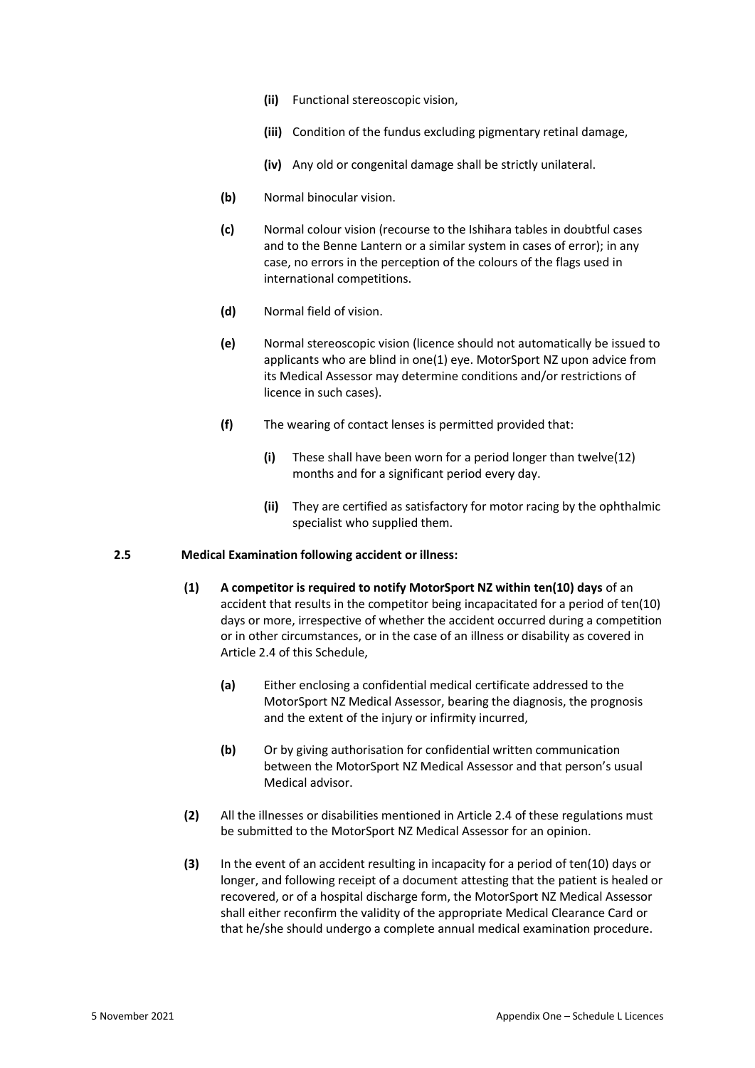- **(ii)** Functional stereoscopic vision,
- **(iii)** Condition of the fundus excluding pigmentary retinal damage,
- **(iv)** Any old or congenital damage shall be strictly unilateral.

**(b)** Normal binocular vision.

**(c)** Normal colour vision (recourse to the Ishihara tables in doubtful cases and to the Benne Lantern or a similar system in cases of error); in any case, no errors in the perception of the colours of the flags used in international competitions.

**(d)** Normal field of vision.

**(e)** Normal stereoscopic vision (licence should not automatically be issued to applicants who are blind in one(1) eye. MotorSport NZ upon advice from its Medical Assessor may determine conditions and/or restrictions of licence in such cases).

**(f)** The wearing of contact lenses is permitted provided that:

- **(i)** These shall have been worn for a period longer than twelve(12) months and for a significant period every day.
- **(ii)** They are certified as satisfactory for motor racing by the ophthalmic specialist who supplied them.

### 2.5 Medical Examination following accident or illness:

**(1)** **A competitor is required to notify MotorSport NZ within ten(10) days** of an accident that results in the competitor being incapacitated for a period of ten(10) days or more, irrespective of whether the accident occurred during a competition or in other circumstances, or in the case of an illness or disability as covered in Article 2.4 of this Schedule,

- **(a)** Either enclosing a confidential medical certificate addressed to the MotorSport NZ Medical Assessor, bearing the diagnosis, the prognosis and the extent of the injury or infirmity incurred,
- **(b)** Or by giving authorisation for confidential written communication between the MotorSport NZ Medical Assessor and that person's usual Medical advisor.

**(2)** All the illnesses or disabilities mentioned in Article 2.4 of these regulations must be submitted to the MotorSport NZ Medical Assessor for an opinion.

**(3)** In the event of an accident resulting in incapacity for a period of ten(10) days or longer, and following receipt of a document attesting that the patient is healed or recovered, or of a hospital discharge form, the MotorSport NZ Medical Assessor shall either reconfirm the validity of the appropriate Medical Clearance Card or that he/she should undergo a complete annual medical examination procedure.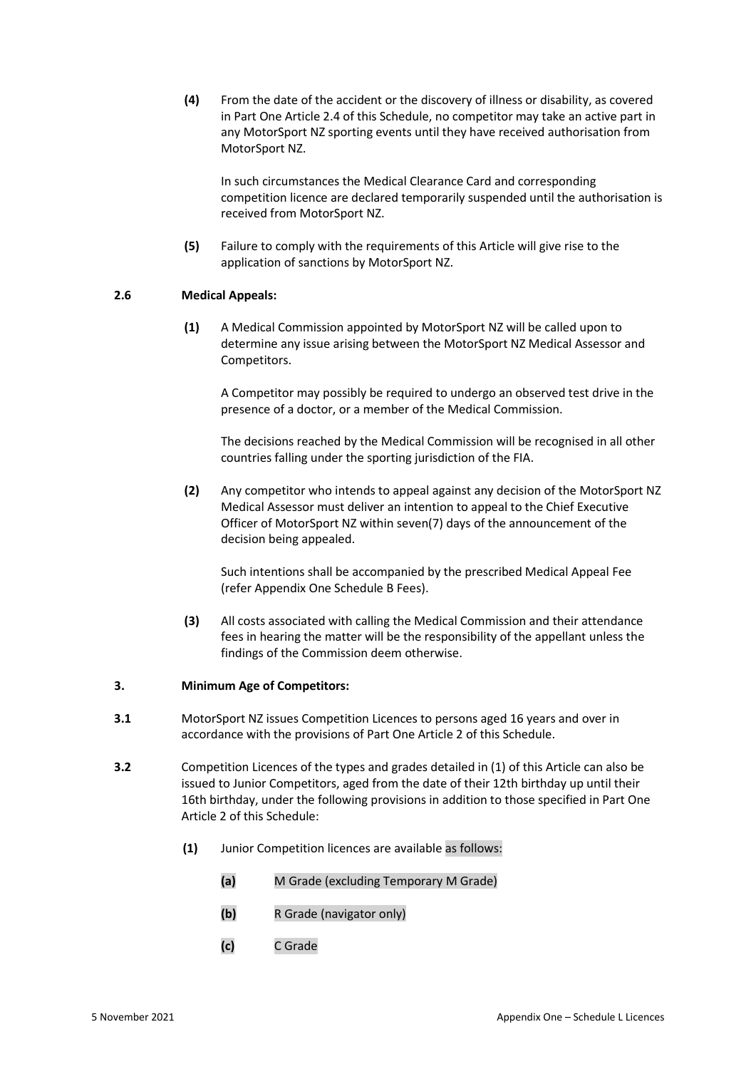**(4)** From the date of the accident or the discovery of illness or disability, as covered in Part One Article 2.4 of this Schedule, no competitor may take an active part in any MotorSport NZ sporting events until they have received authorisation from MotorSport NZ.

In such circumstances the Medical Clearance Card and corresponding competition licence are declared temporarily suspended until the authorisation is received from MotorSport NZ.

**(5)** Failure to comply with the requirements of this Article will give rise to the application of sanctions by MotorSport NZ.

**2.6 Medical Appeals:**

**(1)** A Medical Commission appointed by MotorSport NZ will be called upon to determine any issue arising between the MotorSport NZ Medical Assessor and Competitors.

A Competitor may possibly be required to undergo an observed test drive in the presence of a doctor, or a member of the Medical Commission.

The decisions reached by the Medical Commission will be recognised in all other countries falling under the sporting jurisdiction of the FIA.

**(2)** Any competitor who intends to appeal against any decision of the MotorSport NZ Medical Assessor must deliver an intention to appeal to the Chief Executive Officer of MotorSport NZ within seven(7) days of the announcement of the decision being appealed.

Such intentions shall be accompanied by the prescribed Medical Appeal Fee (refer Appendix One Schedule B Fees).

**(3)** All costs associated with calling the Medical Commission and their attendance fees in hearing the matter will be the responsibility of the appellant unless the findings of the Commission deem otherwise.

**3. Minimum Age of Competitors:**

**3.1** MotorSport NZ issues Competition Licences to persons aged 16 years and over in accordance with the provisions of Part One Article 2 of this Schedule.

**3.2** Competition Licences of the types and grades detailed in (1) of this Article can also be issued to Junior Competitors, aged from the date of their 12th birthday up until their 16th birthday, under the following provisions in addition to those specified in Part One Article 2 of this Schedule:

**(1)** Junior Competition licences are available as follows:

**(a)** M Grade (excluding Temporary M Grade)

**(b)** R Grade (navigator only)

**(c)** C Grade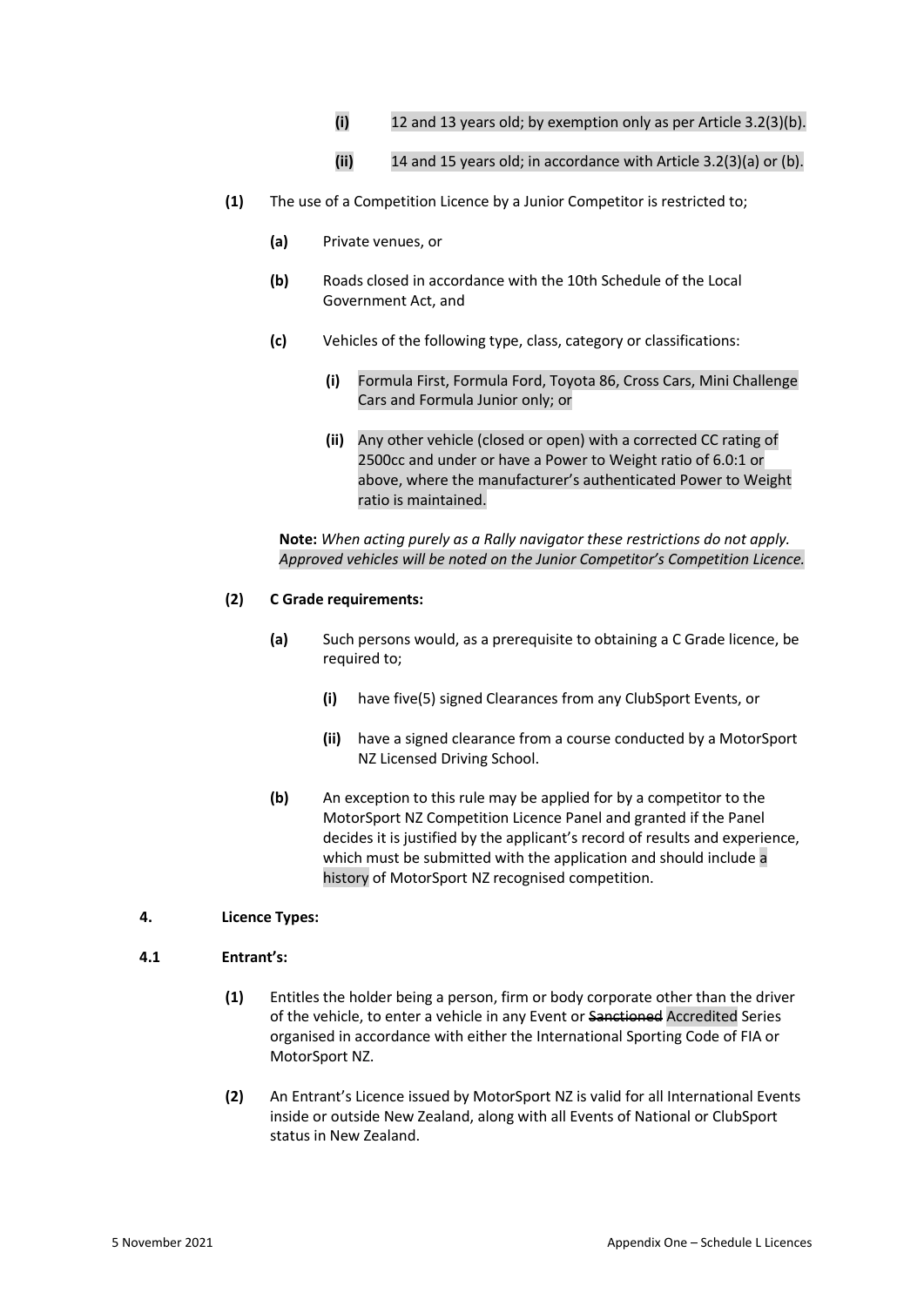**(i)** 12 and 13 years old; by exemption only as per Article 3.2(3)(b).

**(ii)** 14 and 15 years old; in accordance with Article 3.2(3)(a) or (b).

**(1)** The use of a Competition Licence by a Junior Competitor is restricted to;

**(a)** Private venues, or

**(b)** Roads closed in accordance with the 10th Schedule of the Local Government Act, and

**(c)** Vehicles of the following type, class, category or classifications:

**(i)** Formula First, Formula Ford, Toyota 86, Cross Cars, Mini Challenge Cars and Formula Junior only; or

**(ii)** Any other vehicle (closed or open) with a corrected CC rating of 2500cc and under or have a Power to Weight ratio of 6.0:1 or above, where the manufacturer's authenticated Power to Weight ratio is maintained.

**Note:** *When acting purely as a Rally navigator these restrictions do not apply. Approved vehicles will be noted on the Junior Competitor's Competition Licence.*

**(2) C Grade requirements:**

**(a)** Such persons would, as a prerequisite to obtaining a C Grade licence, be required to;

**(i)** have five(5) signed Clearances from any ClubSport Events, or

**(ii)** have a signed clearance from a course conducted by a MotorSport NZ Licensed Driving School.

**(b)** An exception to this rule may be applied for by a competitor to the MotorSport NZ Competition Licence Panel and granted if the Panel decides it is justified by the applicant's record of results and experience, which must be submitted with the application and should include a history of MotorSport NZ recognised competition.

## 4. Licence Types:

### 4.1 Entrant's:

**(1)** Entitles the holder being a person, firm or body corporate other than the driver of the vehicle, to enter a vehicle in any Event or ~~Sanctioned~~ Accredited Series organised in accordance with either the International Sporting Code of FIA or MotorSport NZ.

**(2)** An Entrant's Licence issued by MotorSport NZ is valid for all International Events inside or outside New Zealand, along with all Events of National or ClubSport status in New Zealand.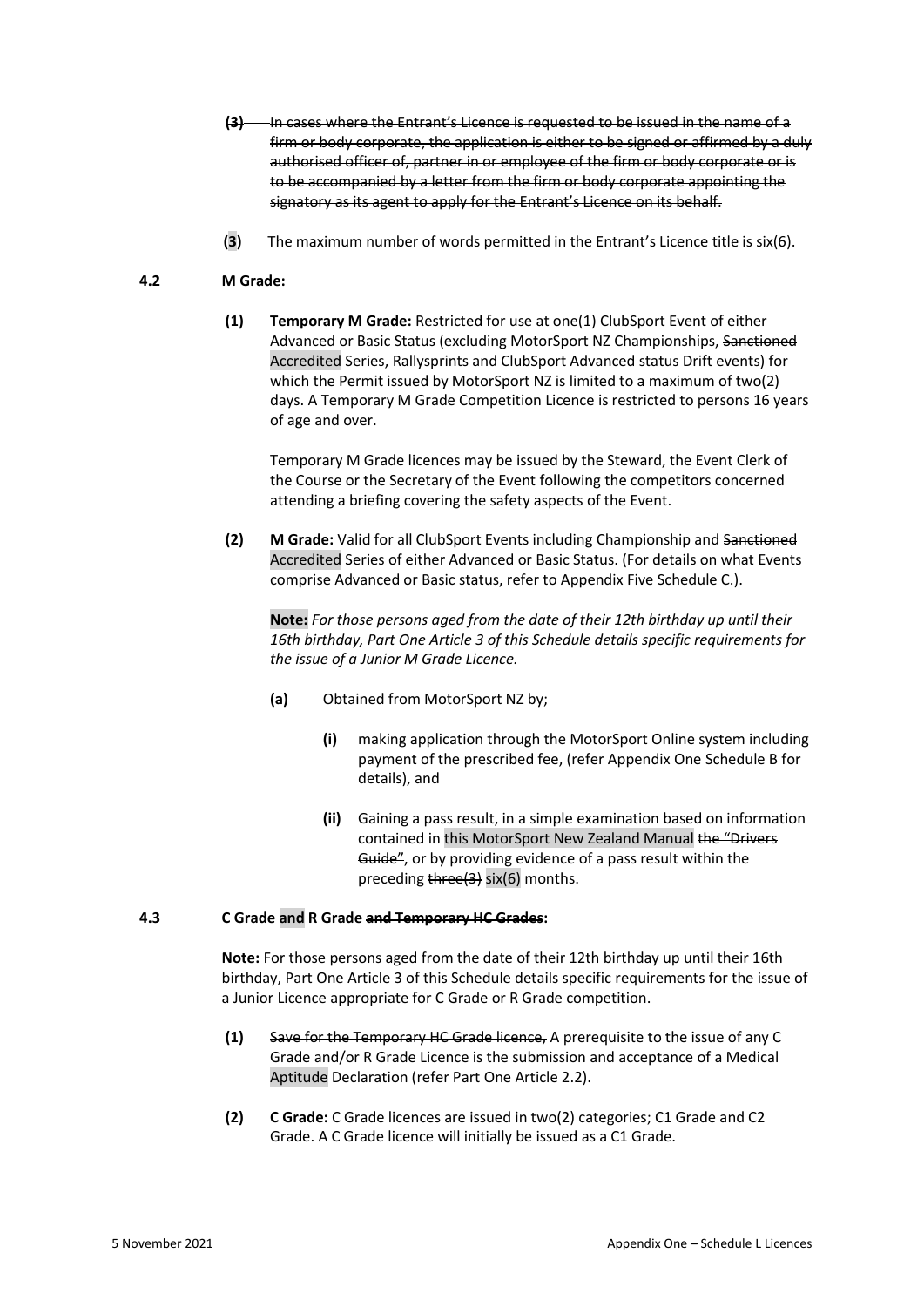**(3)** ~~In cases where the Entrant's Licence is requested to be issued in the name of a firm or body corporate, the application is either to be signed or affirmed by a duly authorised officer of, partner in or employee of the firm or body corporate or is to be accompanied by a letter from the firm or body corporate appointing the signatory as its agent to apply for the Entrant's Licence on its behalf.~~

**(3)** The maximum number of words permitted in the Entrant's Licence title is six(6).

### 4.2 M Grade:

**(1)** **Temporary M Grade:** Restricted for use at one(1) ClubSport Event of either Advanced or Basic Status (excluding MotorSport NZ Championships, ~~Sanctioned~~ Accredited Series, Rallysprints and ClubSport Advanced status Drift events) for which the Permit issued by MotorSport NZ is limited to a maximum of two(2) days. A Temporary M Grade Competition Licence is restricted to persons 16 years of age and over.

Temporary M Grade licences may be issued by the Steward, the Event Clerk of the Course or the Secretary of the Event following the competitors concerned attending a briefing covering the safety aspects of the Event.

**(2)** **M Grade:** Valid for all ClubSport Events including Championship and ~~Sanctioned~~ Accredited Series of either Advanced or Basic Status. (For details on what Events comprise Advanced or Basic status, refer to Appendix Five Schedule C.).

**Note:** *For those persons aged from the date of their 12th birthday up until their 16th birthday, Part One Article 3 of this Schedule details specific requirements for the issue of a Junior M Grade Licence.*

**(a)** Obtained from MotorSport NZ by;

**(i)** making application through the MotorSport Online system including payment of the prescribed fee, (refer Appendix One Schedule B for details), and

**(ii)** Gaining a pass result, in a simple examination based on information contained in this MotorSport New Zealand Manual ~~the "Drivers Guide"~~, or by providing evidence of a pass result within the preceding ~~three(3)~~ six(6) months.

### 4.3 C Grade and R Grade ~~and Temporary HC Grades~~:

**Note:** For those persons aged from the date of their 12th birthday up until their 16th birthday, Part One Article 3 of this Schedule details specific requirements for the issue of a Junior Licence appropriate for C Grade or R Grade competition.

**(1)** ~~Save for the Temporary HC Grade licence,~~ A prerequisite to the issue of any C Grade and/or R Grade Licence is the submission and acceptance of a Medical Aptitude Declaration (refer Part One Article 2.2).

**(2)** **C Grade:** C Grade licences are issued in two(2) categories; C1 Grade and C2 Grade. A C Grade licence will initially be issued as a C1 Grade.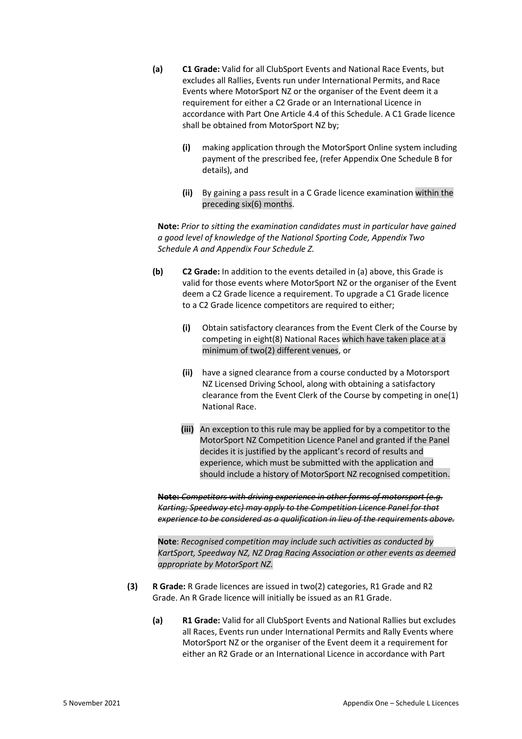**(a)** **C1 Grade:** Valid for all ClubSport Events and National Race Events, but excludes all Rallies, Events run under International Permits, and Race Events where MotorSport NZ or the organiser of the Event deem it a requirement for either a C2 Grade or an International Licence in accordance with Part One Article 4.4 of this Schedule. A C1 Grade licence shall be obtained from MotorSport NZ by;

  **(i)** making application through the MotorSport Online system including payment of the prescribed fee, (refer Appendix One Schedule B for details), and

  **(ii)** By gaining a pass result in a C Grade licence examination within the preceding six(6) months.

**Note:** *Prior to sitting the examination candidates must in particular have gained a good level of knowledge of the National Sporting Code, Appendix Two Schedule A and Appendix Four Schedule Z.*

**(b)** **C2 Grade:** In addition to the events detailed in (a) above, this Grade is valid for those events where MotorSport NZ or the organiser of the Event deem a C2 Grade licence a requirement. To upgrade a C1 Grade licence to a C2 Grade licence competitors are required to either;

  **(i)** Obtain satisfactory clearances from the Event Clerk of the Course by competing in eight(8) National Races which have taken place at a minimum of two(2) different venues, or

  **(ii)** have a signed clearance from a course conducted by a Motorsport NZ Licensed Driving School, along with obtaining a satisfactory clearance from the Event Clerk of the Course by competing in one(1) National Race.

  **(iii)** An exception to this rule may be applied for by a competitor to the MotorSport NZ Competition Licence Panel and granted if the Panel decides it is justified by the applicant's record of results and experience, which must be submitted with the application and should include a history of MotorSport NZ recognised competition.

~~**Note:** *Competitors with driving experience in other forms of motorsport (e.g. Karting; Speedway etc) may apply to the Competition Licence Panel for that experience to be considered as a qualification in lieu of the requirements above.*~~

**Note**: *Recognised competition may include such activities as conducted by KartSport, Speedway NZ, NZ Drag Racing Association or other events as deemed appropriate by MotorSport NZ.*

**(3)** **R Grade:** R Grade licences are issued in two(2) categories, R1 Grade and R2 Grade. An R Grade licence will initially be issued as an R1 Grade.

**(a)** **R1 Grade:** Valid for all ClubSport Events and National Rallies but excludes all Races, Events run under International Permits and Rally Events where MotorSport NZ or the organiser of the Event deem it a requirement for either an R2 Grade or an International Licence in accordance with Part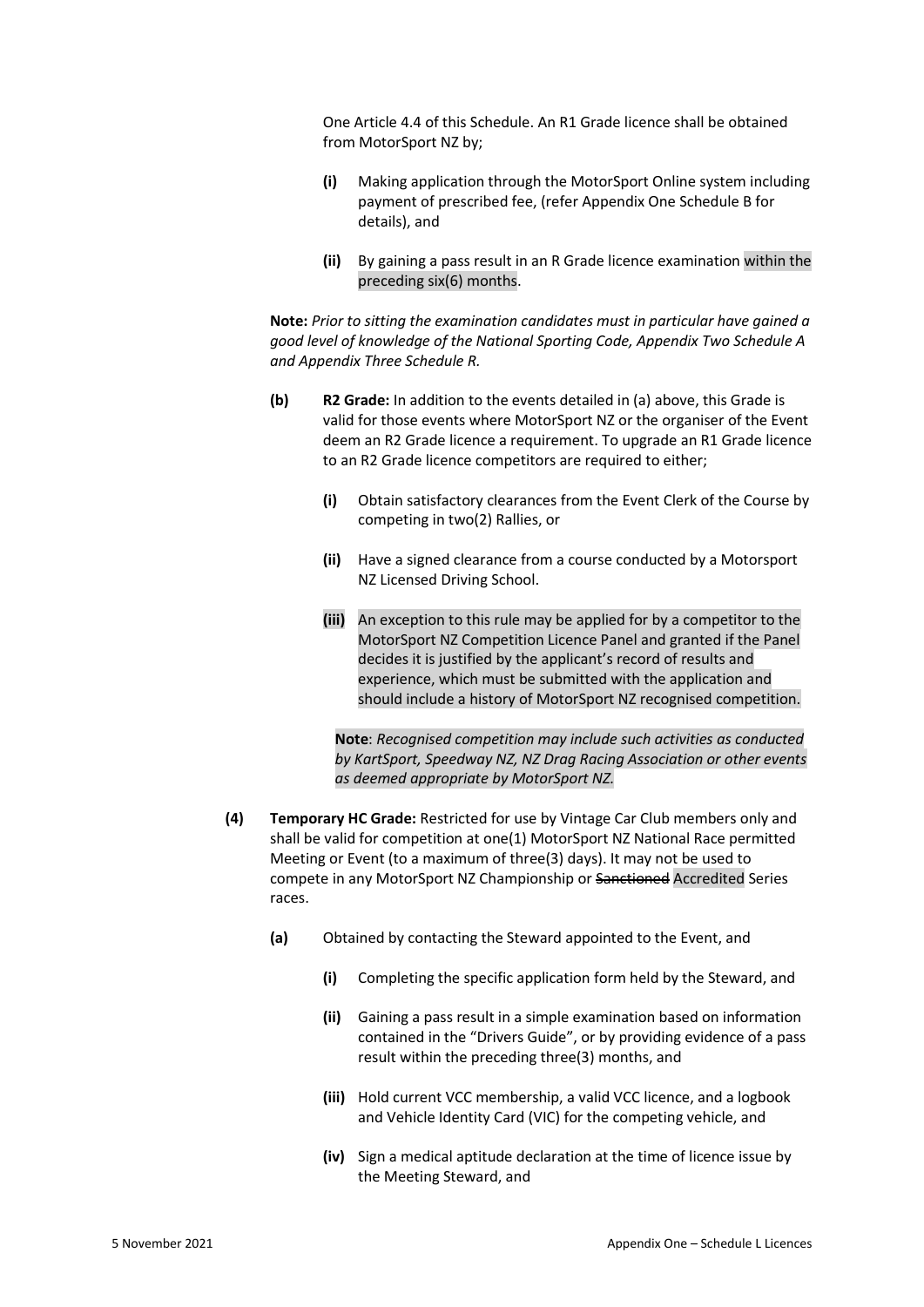One Article 4.4 of this Schedule. An R1 Grade licence shall be obtained from MotorSport NZ by;

**(i)** Making application through the MotorSport Online system including payment of prescribed fee, (refer Appendix One Schedule B for details), and

**(ii)** By gaining a pass result in an R Grade licence examination within the preceding six(6) months.

**Note:** *Prior to sitting the examination candidates must in particular have gained a good level of knowledge of the National Sporting Code, Appendix Two Schedule A and Appendix Three Schedule R.*

**(b)** **R2 Grade:** In addition to the events detailed in (a) above, this Grade is valid for those events where MotorSport NZ or the organiser of the Event deem an R2 Grade licence a requirement. To upgrade an R1 Grade licence to an R2 Grade licence competitors are required to either;

**(i)** Obtain satisfactory clearances from the Event Clerk of the Course by competing in two(2) Rallies, or

**(ii)** Have a signed clearance from a course conducted by a Motorsport NZ Licensed Driving School.

**(iii)** An exception to this rule may be applied for by a competitor to the MotorSport NZ Competition Licence Panel and granted if the Panel decides it is justified by the applicant's record of results and experience, which must be submitted with the application and should include a history of MotorSport NZ recognised competition.

**Note**: *Recognised competition may include such activities as conducted by KartSport, Speedway NZ, NZ Drag Racing Association or other events as deemed appropriate by MotorSport NZ.*

**(4)** **Temporary HC Grade:** Restricted for use by Vintage Car Club members only and shall be valid for competition at one(1) MotorSport NZ National Race permitted Meeting or Event (to a maximum of three(3) days). It may not be used to compete in any MotorSport NZ Championship or ~~Sanctioned~~ Accredited Series races.

**(a)** Obtained by contacting the Steward appointed to the Event, and

**(i)** Completing the specific application form held by the Steward, and

**(ii)** Gaining a pass result in a simple examination based on information contained in the "Drivers Guide", or by providing evidence of a pass result within the preceding three(3) months, and

**(iii)** Hold current VCC membership, a valid VCC licence, and a logbook and Vehicle Identity Card (VIC) for the competing vehicle, and

**(iv)** Sign a medical aptitude declaration at the time of licence issue by the Meeting Steward, and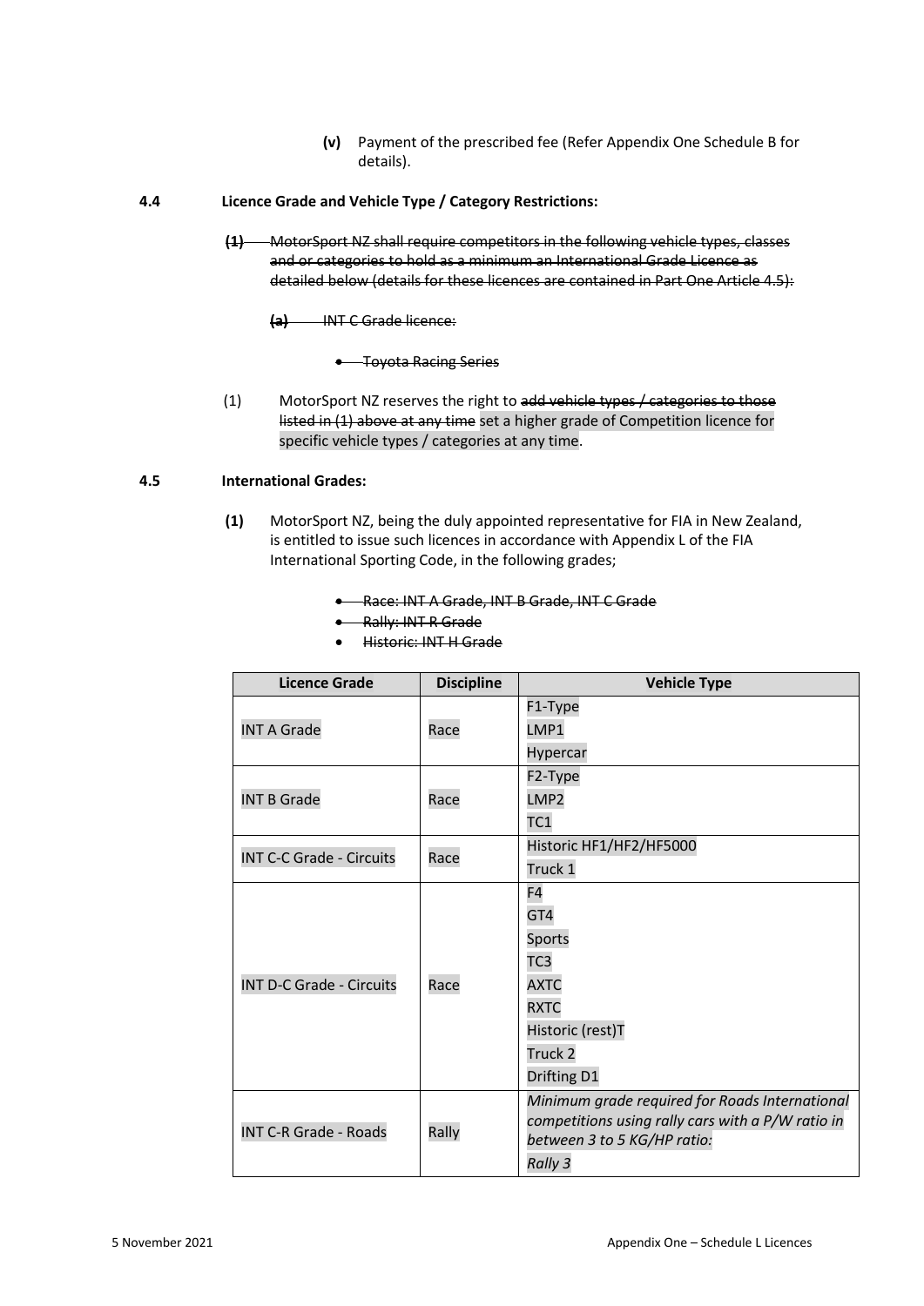**(v)** Payment of the prescribed fee (Refer Appendix One Schedule B for details).

**4.4 Licence Grade and Vehicle Type / Category Restrictions:**

~~**(1)** MotorSport NZ shall require competitors in the following vehicle types, classes and or categories to hold as a minimum an International Grade Licence as detailed below (details for these licences are contained in Part One Article 4.5):~~

~~**(a)** INT C Grade licence:~~

- ~~Toyota Racing Series~~

(1) MotorSport NZ reserves the right to ~~add vehicle types / categories to those listed in (1) above at any time~~ set a higher grade of Competition licence for specific vehicle types / categories at any time.

**4.5 International Grades:**

**(1)** MotorSport NZ, being the duly appointed representative for FIA in New Zealand, is entitled to issue such licences in accordance with Appendix L of the FIA International Sporting Code, in the following grades;

- ~~Race: INT A Grade, INT B Grade, INT C Grade~~
- ~~Rally: INT R Grade~~
- ~~Historic: INT H Grade~~

| Licence Grade | Discipline | Vehicle Type |
|---|---|---|
| INT A Grade | Race | F1-Type<br>LMP1<br>Hypercar |
| INT B Grade | Race | F2-Type<br>LMP2<br>TC1 |
| INT C-C Grade - Circuits | Race | Historic HF1/HF2/HF5000<br>Truck 1 |
| INT D-C Grade - Circuits | Race | F4<br>GT4<br>Sports<br>TC3<br>AXTC<br>RXTC<br>Historic (rest)T<br>Truck 2<br>Drifting D1 |
| INT C-R Grade - Roads | Rally | *Minimum grade required for Roads International competitions using rally cars with a P/W ratio in between 3 to 5 KG/HP ratio:*<br>*Rally 3* |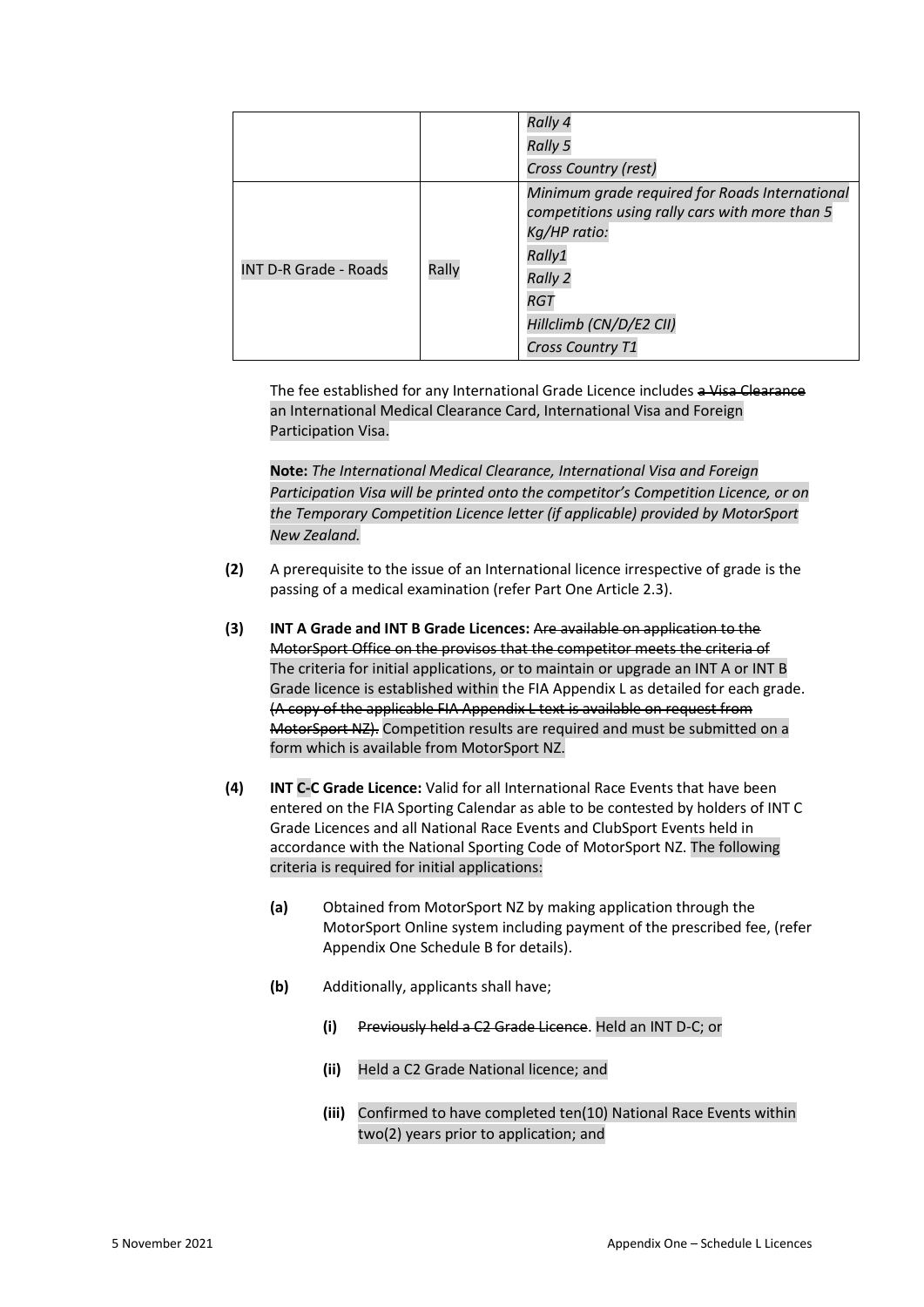| | | *Rally 4*<br>*Rally 5*<br>*Cross Country (rest)* |
|---|---|---|
| INT D-R Grade - Roads | Rally | *Minimum grade required for Roads International competitions using rally cars with more than 5 Kg/HP ratio:*<br>*Rally1*<br>*Rally 2*<br>*RGT*<br>*Hillclimb (CN/D/E2 CII)*<br>*Cross Country T1* |

The fee established for any International Grade Licence includes ~~a Visa Clearance~~ an International Medical Clearance Card, International Visa and Foreign Participation Visa.

**Note:** *The International Medical Clearance, International Visa and Foreign Participation Visa will be printed onto the competitor's Competition Licence, or on the Temporary Competition Licence letter (if applicable) provided by MotorSport New Zealand.*

**(2)** A prerequisite to the issue of an International licence irrespective of grade is the passing of a medical examination (refer Part One Article 2.3).

**(3)** **INT A Grade and INT B Grade Licences:** ~~Are available on application to the MotorSport Office on the provisos that the competitor meets the criteria of~~ The criteria for initial applications, or to maintain or upgrade an INT A or INT B Grade licence is established within the FIA Appendix L as detailed for each grade. ~~(A copy of the applicable FIA Appendix L text is available on request from MotorSport NZ).~~ Competition results are required and must be submitted on a form which is available from MotorSport NZ.

**(4)** **INT C-C Grade Licence:** Valid for all International Race Events that have been entered on the FIA Sporting Calendar as able to be contested by holders of INT C Grade Licences and all National Race Events and ClubSport Events held in accordance with the National Sporting Code of MotorSport NZ. The following criteria is required for initial applications:

- **(a)** Obtained from MotorSport NZ by making application through the MotorSport Online system including payment of the prescribed fee, (refer Appendix One Schedule B for details).
- **(b)** Additionally, applicants shall have;
  - **(i)** ~~Previously held a C2 Grade Licence~~. Held an INT D-C; or
  - **(ii)** Held a C2 Grade National licence; and
  - **(iii)** Confirmed to have completed ten(10) National Race Events within two(2) years prior to application; and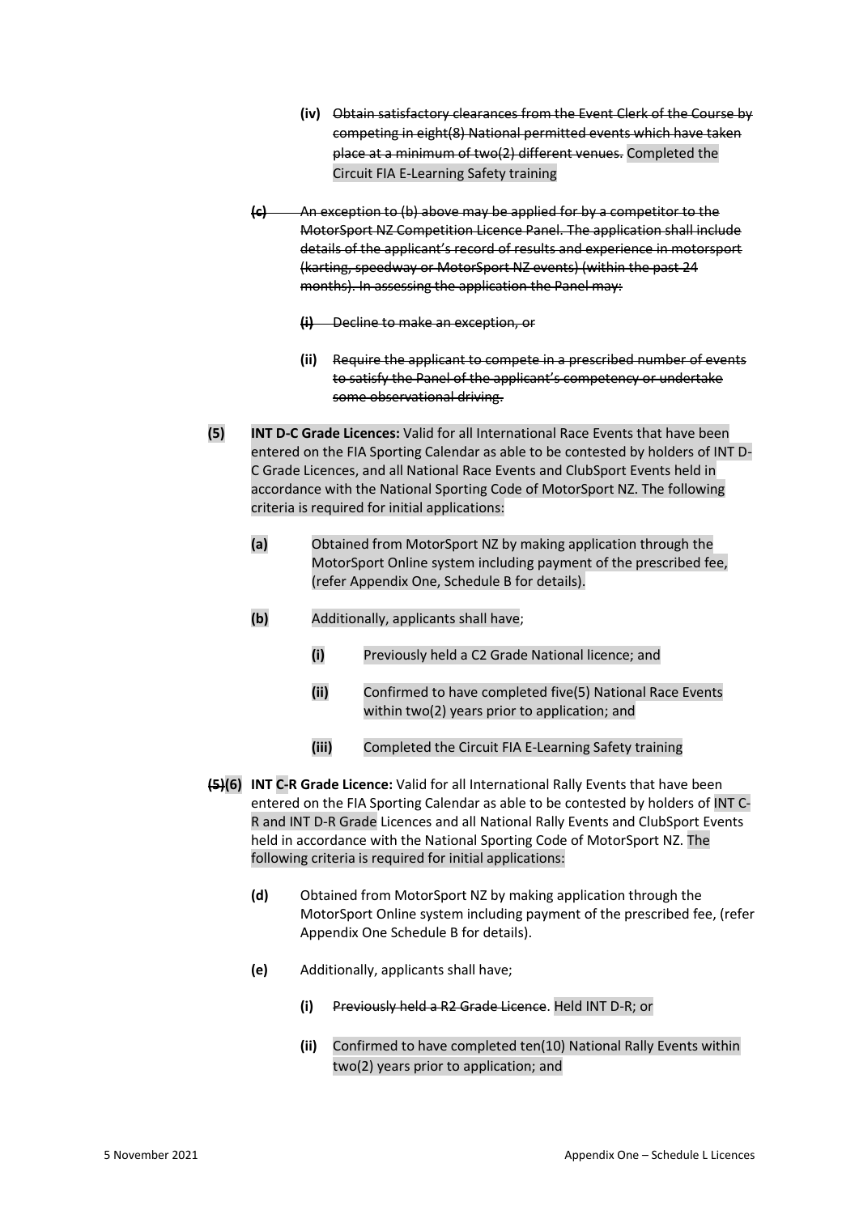(iv) ~~Obtain satisfactory clearances from the Event Clerk of the Course by competing in eight(8) National permitted events which have taken place at a minimum of two(2) different venues.~~ Completed the Circuit FIA E-Learning Safety training

~~(c) An exception to (b) above may be applied for by a competitor to the MotorSport NZ Competition Licence Panel. The application shall include details of the applicant's record of results and experience in motorsport (karting, speedway or MotorSport NZ events) (within the past 24 months). In assessing the application the Panel may:~~

~~(i) Decline to make an exception, or~~

~~(ii) Require the applicant to compete in a prescribed number of events to satisfy the Panel of the applicant's competency or undertake some observational driving.~~

**(5)** **INT D-C Grade Licences:** Valid for all International Race Events that have been entered on the FIA Sporting Calendar as able to be contested by holders of INT D-C Grade Licences, and all National Race Events and ClubSport Events held in accordance with the National Sporting Code of MotorSport NZ. The following criteria is required for initial applications:

**(a)** Obtained from MotorSport NZ by making application through the MotorSport Online system including payment of the prescribed fee, (refer Appendix One, Schedule B for details).

**(b)** Additionally, applicants shall have;

**(i)** Previously held a C2 Grade National licence; and

**(ii)** Confirmed to have completed five(5) National Race Events within two(2) years prior to application; and

**(iii)** Completed the Circuit FIA E-Learning Safety training

**~~(5)~~(6)** **INT C-R Grade Licence:** Valid for all International Rally Events that have been entered on the FIA Sporting Calendar as able to be contested by holders of INT C-R and INT D-R Grade Licences and all National Rally Events and ClubSport Events held in accordance with the National Sporting Code of MotorSport NZ. The following criteria is required for initial applications:

**(d)** Obtained from MotorSport NZ by making application through the MotorSport Online system including payment of the prescribed fee, (refer Appendix One Schedule B for details).

**(e)** Additionally, applicants shall have;

**(i)** ~~Previously held a R2 Grade Licence~~. Held INT D-R; or

**(ii)** Confirmed to have completed ten(10) National Rally Events within two(2) years prior to application; and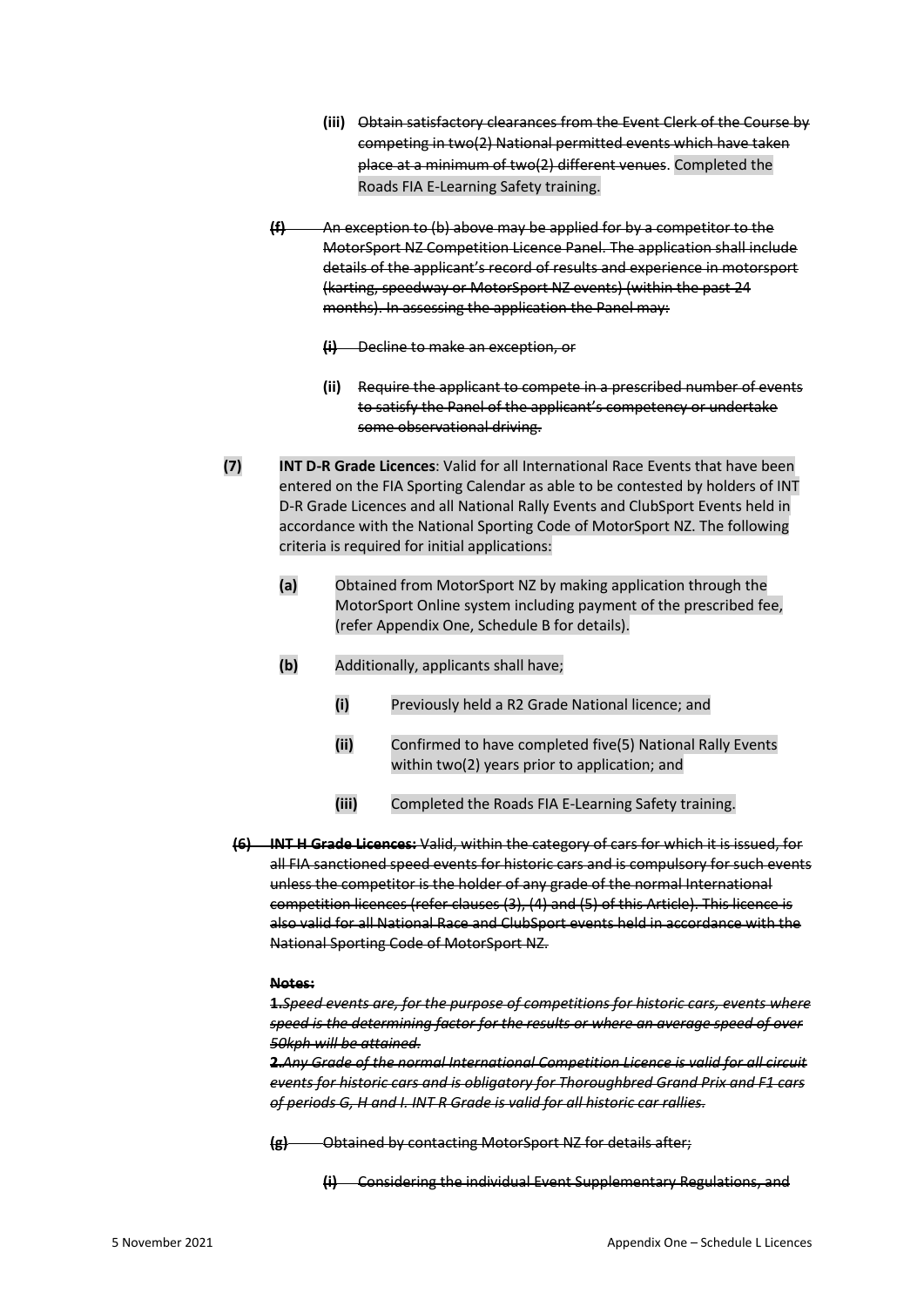**(iii)** ~~Obtain satisfactory clearances from the Event Clerk of the Course by competing in two(2) National permitted events which have taken place at a minimum of two(2) different venues~~. Completed the Roads FIA E-Learning Safety training.

~~**(f)** An exception to (b) above may be applied for by a competitor to the MotorSport NZ Competition Licence Panel. The application shall include details of the applicant's record of results and experience in motorsport (karting, speedway or MotorSport NZ events) (within the past 24 months). In assessing the application the Panel may:~~

~~**(i)** Decline to make an exception, or~~

~~**(ii)** Require the applicant to compete in a prescribed number of events to satisfy the Panel of the applicant's competency or undertake some observational driving.~~

**(7)** **INT D-R Grade Licences**: Valid for all International Race Events that have been entered on the FIA Sporting Calendar as able to be contested by holders of INT D-R Grade Licences and all National Rally Events and ClubSport Events held in accordance with the National Sporting Code of MotorSport NZ. The following criteria is required for initial applications:

**(a)** Obtained from MotorSport NZ by making application through the MotorSport Online system including payment of the prescribed fee, (refer Appendix One, Schedule B for details).

**(b)** Additionally, applicants shall have;

**(i)** Previously held a R2 Grade National licence; and

**(ii)** Confirmed to have completed five(5) National Rally Events within two(2) years prior to application; and

**(iii)** Completed the Roads FIA E-Learning Safety training.

~~**(6)** **INT H Grade Licences:** Valid, within the category of cars for which it is issued, for all FIA sanctioned speed events for historic cars and is compulsory for such events unless the competitor is the holder of any grade of the normal International competition licences (refer clauses (3), (4) and (5) of this Article). This licence is also valid for all National Race and ClubSport events held in accordance with the National Sporting Code of MotorSport NZ.~~

~~**Notes:**~~

~~**1.** *Speed events are, for the purpose of competitions for historic cars, events where speed is the determining factor for the results or where an average speed of over 50kph will be attained.*~~

~~**2.** *Any Grade of the normal International Competition Licence is valid for all circuit events for historic cars and is obligatory for Thoroughbred Grand Prix and F1 cars of periods G, H and I. INT R Grade is valid for all historic car rallies.*~~

~~**(g)** Obtained by contacting MotorSport NZ for details after;~~

~~**(i)** Considering the individual Event Supplementary Regulations, and~~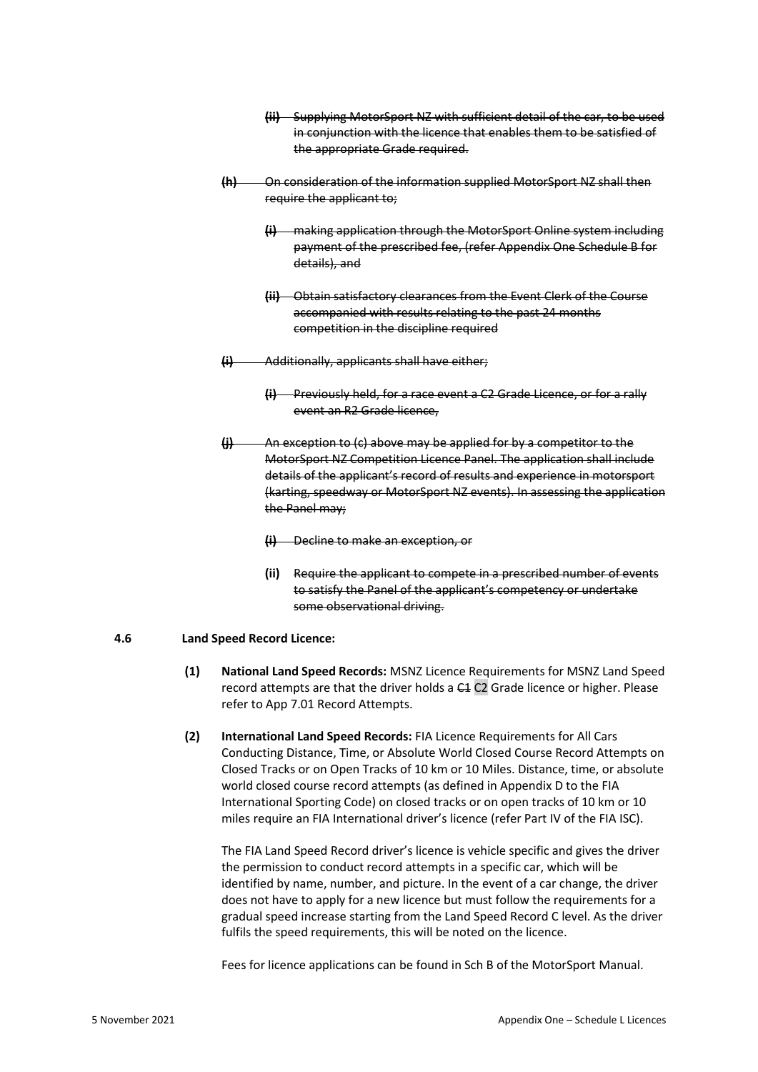~~**(ii)** Supplying MotorSport NZ with sufficient detail of the car, to be used in conjunction with the licence that enables them to be satisfied of the appropriate Grade required.~~

~~**(h)** On consideration of the information supplied MotorSport NZ shall then require the applicant to;~~

~~**(i)** making application through the MotorSport Online system including payment of the prescribed fee, (refer Appendix One Schedule B for details), and~~

~~**(ii)** Obtain satisfactory clearances from the Event Clerk of the Course accompanied with results relating to the past 24 months competition in the discipline required~~

~~**(i)** Additionally, applicants shall have either;~~

~~**(i)** Previously held, for a race event a C2 Grade Licence, or for a rally event an R2 Grade licence,~~

~~**(j)** An exception to (c) above may be applied for by a competitor to the MotorSport NZ Competition Licence Panel. The application shall include details of the applicant's record of results and experience in motorsport (karting, speedway or MotorSport NZ events). In assessing the application the Panel may;~~

~~**(i)** Decline to make an exception, or~~

**(ii)** ~~Require the applicant to compete in a prescribed number of events to satisfy the Panel of the applicant's competency or undertake some observational driving.~~

**4.6 Land Speed Record Licence:**

**(1) National Land Speed Records:** MSNZ Licence Requirements for MSNZ Land Speed record attempts are that the driver holds a ~~C1~~ C2 Grade licence or higher. Please refer to App 7.01 Record Attempts.

**(2) International Land Speed Records:** FIA Licence Requirements for All Cars Conducting Distance, Time, or Absolute World Closed Course Record Attempts on Closed Tracks or on Open Tracks of 10 km or 10 Miles. Distance, time, or absolute world closed course record attempts (as defined in Appendix D to the FIA International Sporting Code) on closed tracks or on open tracks of 10 km or 10 miles require an FIA International driver's licence (refer Part IV of the FIA ISC).

The FIA Land Speed Record driver's licence is vehicle specific and gives the driver the permission to conduct record attempts in a specific car, which will be identified by name, number, and picture. In the event of a car change, the driver does not have to apply for a new licence but must follow the requirements for a gradual speed increase starting from the Land Speed Record C level. As the driver fulfils the speed requirements, this will be noted on the licence.

Fees for licence applications can be found in Sch B of the MotorSport Manual.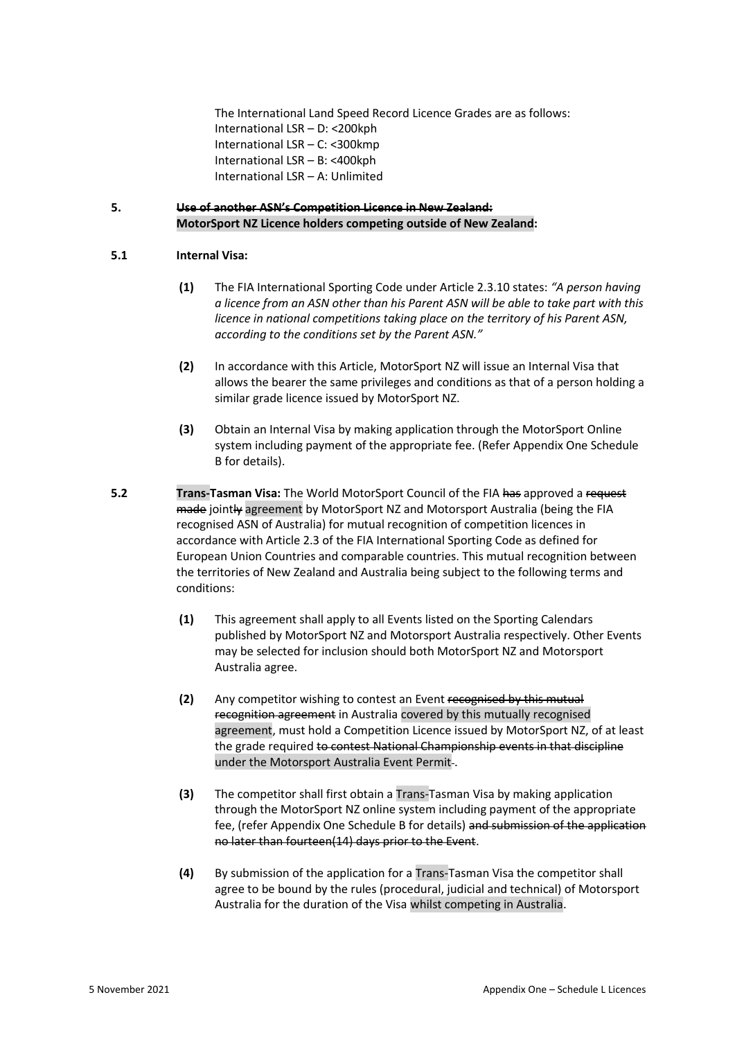The International Land Speed Record Licence Grades are as follows:
International LSR – D: <200kph
International LSR – C: <300kmp
International LSR – B: <400kph
International LSR – A: Unlimited

**5. ~~Use of another ASN's Competition Licence in New Zealand:~~**
**MotorSport NZ Licence holders competing outside of New Zealand:**

**5.1 Internal Visa:**

**(1)** The FIA International Sporting Code under Article 2.3.10 states: *"A person having a licence from an ASN other than his Parent ASN will be able to take part with this licence in national competitions taking place on the territory of his Parent ASN, according to the conditions set by the Parent ASN."*

**(2)** In accordance with this Article, MotorSport NZ will issue an Internal Visa that allows the bearer the same privileges and conditions as that of a person holding a similar grade licence issued by MotorSport NZ.

**(3)** Obtain an Internal Visa by making application through the MotorSport Online system including payment of the appropriate fee. (Refer Appendix One Schedule B for details).

**5.2 Trans-Tasman Visa:** The World MotorSport Council of the FIA ~~has~~ approved a ~~request made~~ joint~~ly~~ agreement by MotorSport NZ and Motorsport Australia (being the FIA recognised ASN of Australia) for mutual recognition of competition licences in accordance with Article 2.3 of the FIA International Sporting Code as defined for European Union Countries and comparable countries. This mutual recognition between the territories of New Zealand and Australia being subject to the following terms and conditions:

**(1)** This agreement shall apply to all Events listed on the Sporting Calendars published by MotorSport NZ and Motorsport Australia respectively. Other Events may be selected for inclusion should both MotorSport NZ and Motorsport Australia agree.

**(2)** Any competitor wishing to contest an Event ~~recognised by this mutual recognition agreement~~ in Australia covered by this mutually recognised agreement, must hold a Competition Licence issued by MotorSport NZ, of at least the grade required ~~to contest National Championship events in that discipline~~ under the Motorsport Australia Event Permit~~-~~.

**(3)** The competitor shall first obtain a Trans-Tasman Visa by making application through the MotorSport NZ online system including payment of the appropriate fee, (refer Appendix One Schedule B for details) ~~and submission of the application no later than fourteen(14) days prior to the Event~~.

**(4)** By submission of the application for a Trans-Tasman Visa the competitor shall agree to be bound by the rules (procedural, judicial and technical) of Motorsport Australia for the duration of the Visa whilst competing in Australia.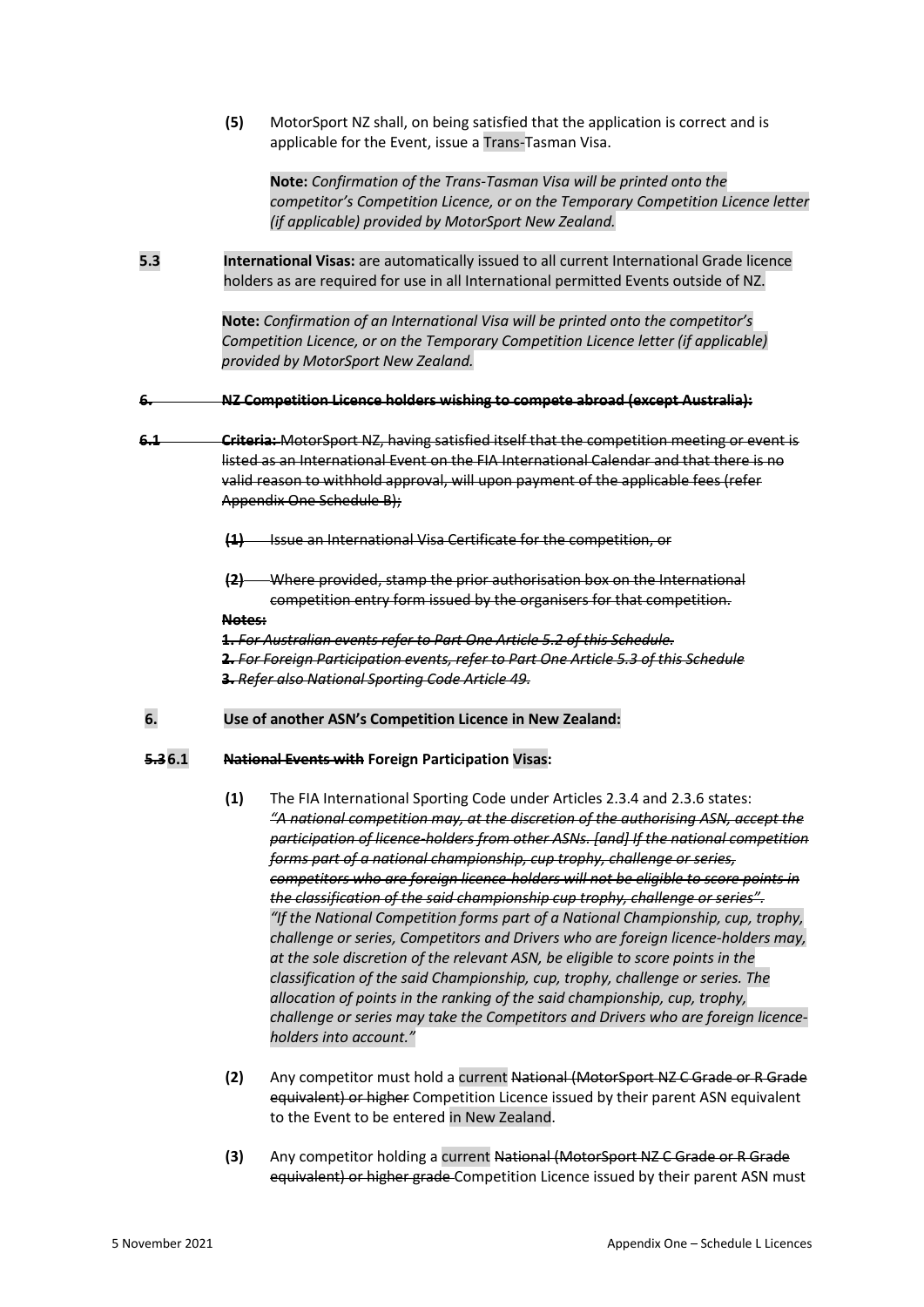**(5)** MotorSport NZ shall, on being satisfied that the application is correct and is applicable for the Event, issue a Trans-Tasman Visa.

> **Note:** *Confirmation of the Trans-Tasman Visa will be printed onto the competitor's Competition Licence, or on the Temporary Competition Licence letter (if applicable) provided by MotorSport New Zealand.*

**5.3** **International Visas:** are automatically issued to all current International Grade licence holders as are required for use in all International permitted Events outside of NZ.

> **Note:** *Confirmation of an International Visa will be printed onto the competitor's Competition Licence, or on the Temporary Competition Licence letter (if applicable) provided by MotorSport New Zealand.*

~~**6. NZ Competition Licence holders wishing to compete abroad (except Australia):**~~

~~**6.1** **Criteria:** MotorSport NZ, having satisfied itself that the competition meeting or event is listed as an International Event on the FIA International Calendar and that there is no valid reason to withhold approval, will upon payment of the applicable fees (refer Appendix One Schedule B);~~

~~**(1)** Issue an International Visa Certificate for the competition, or~~

~~**(2)** Where provided, stamp the prior authorisation box on the International competition entry form issued by the organisers for that competition.~~

~~**Notes:**~~
~~**1.** *For Australian events refer to Part One Article 5.2 of this Schedule.*~~
~~**2.** *For Foreign Participation events, refer to Part One Article 5.3 of this Schedule*~~
~~**3.** *Refer also National Sporting Code Article 49.*~~

**6. Use of another ASN's Competition Licence in New Zealand:**

~~**5.3**~~ **6.1** ~~**National Events with**~~ **Foreign Participation Visas:**

**(1)** The FIA International Sporting Code under Articles 2.3.4 and 2.3.6 states:
~~*"A national competition may, at the discretion of the authorising ASN, accept the participation of licence-holders from other ASNs. [and] If the national competition forms part of a national championship, cup trophy, challenge or series, competitors who are foreign licence-holders will not be eligible to score points in the classification of the said championship cup trophy, challenge or series".*~~
*"If the National Competition forms part of a National Championship, cup, trophy, challenge or series, Competitors and Drivers who are foreign licence-holders may, at the sole discretion of the relevant ASN, be eligible to score points in the classification of the said Championship, cup, trophy, challenge or series. The allocation of points in the ranking of the said championship, cup, trophy, challenge or series may take the Competitors and Drivers who are foreign licence-holders into account."*

**(2)** Any competitor must hold a current ~~National (MotorSport NZ C Grade or R Grade equivalent) or higher~~ Competition Licence issued by their parent ASN equivalent to the Event to be entered in New Zealand.

**(3)** Any competitor holding a current ~~National (MotorSport NZ C Grade or R Grade equivalent) or higher grade~~ Competition Licence issued by their parent ASN must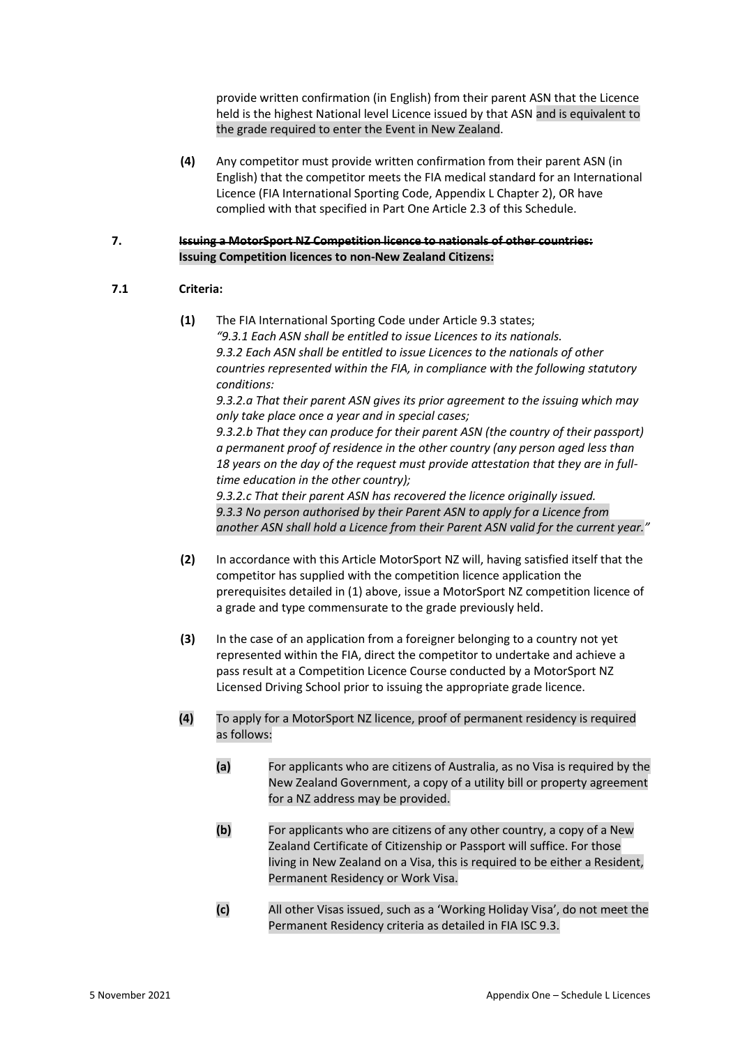provide written confirmation (in English) from their parent ASN that the Licence held is the highest National level Licence issued by that ASN and is equivalent to the grade required to enter the Event in New Zealand.

**(4)** Any competitor must provide written confirmation from their parent ASN (in English) that the competitor meets the FIA medical standard for an International Licence (FIA International Sporting Code, Appendix L Chapter 2), OR have complied with that specified in Part One Article 2.3 of this Schedule.

**7. ~~Issuing a MotorSport NZ Competition licence to nationals of other countries:~~**
**Issuing Competition licences to non-New Zealand Citizens:**

**7.1 Criteria:**

**(1)** The FIA International Sporting Code under Article 9.3 states;
*"9.3.1 Each ASN shall be entitled to issue Licences to its nationals.*
*9.3.2 Each ASN shall be entitled to issue Licences to the nationals of other countries represented within the FIA, in compliance with the following statutory conditions:*
*9.3.2.a That their parent ASN gives its prior agreement to the issuing which may only take place once a year and in special cases;*
*9.3.2.b That they can produce for their parent ASN (the country of their passport) a permanent proof of residence in the other country (any person aged less than 18 years on the day of the request must provide attestation that they are in full-time education in the other country);*
*9.3.2.c That their parent ASN has recovered the licence originally issued.*
*9.3.3 No person authorised by their Parent ASN to apply for a Licence from another ASN shall hold a Licence from their Parent ASN valid for the current year."*

**(2)** In accordance with this Article MotorSport NZ will, having satisfied itself that the competitor has supplied with the competition licence application the prerequisites detailed in (1) above, issue a MotorSport NZ competition licence of a grade and type commensurate to the grade previously held.

**(3)** In the case of an application from a foreigner belonging to a country not yet represented within the FIA, direct the competitor to undertake and achieve a pass result at a Competition Licence Course conducted by a MotorSport NZ Licensed Driving School prior to issuing the appropriate grade licence.

**(4)** To apply for a MotorSport NZ licence, proof of permanent residency is required as follows:

- **(a)** For applicants who are citizens of Australia, as no Visa is required by the New Zealand Government, a copy of a utility bill or property agreement for a NZ address may be provided.
- **(b)** For applicants who are citizens of any other country, a copy of a New Zealand Certificate of Citizenship or Passport will suffice. For those living in New Zealand on a Visa, this is required to be either a Resident, Permanent Residency or Work Visa.
- **(c)** All other Visas issued, such as a 'Working Holiday Visa', do not meet the Permanent Residency criteria as detailed in FIA ISC 9.3.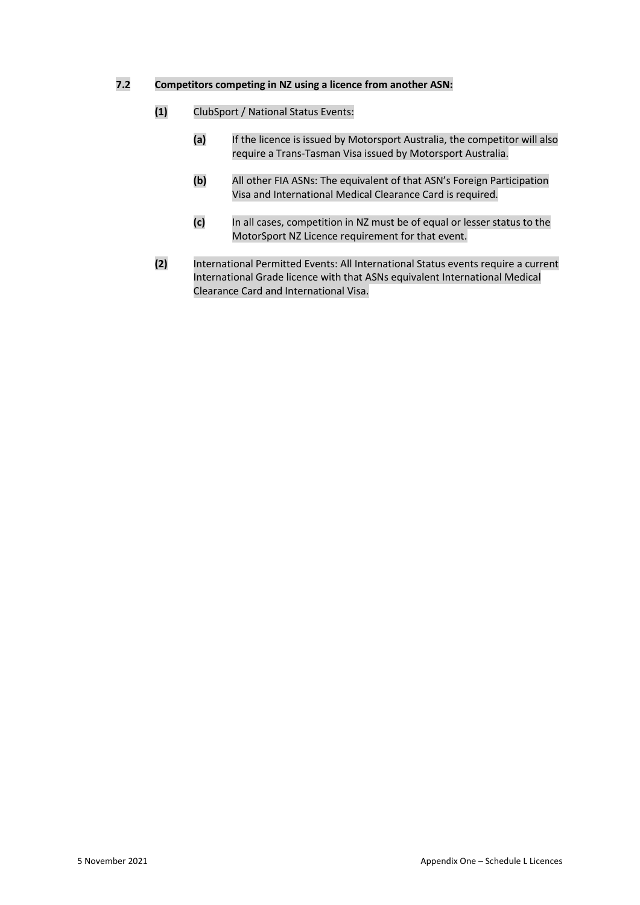### 7.2 Competitors competing in NZ using a licence from another ASN:

**(1)** ClubSport / National Status Events:

**(a)** If the licence is issued by Motorsport Australia, the competitor will also require a Trans-Tasman Visa issued by Motorsport Australia.

**(b)** All other FIA ASNs: The equivalent of that ASN's Foreign Participation Visa and International Medical Clearance Card is required.

**(c)** In all cases, competition in NZ must be of equal or lesser status to the MotorSport NZ Licence requirement for that event.

**(2)** International Permitted Events: All International Status events require a current International Grade licence with that ASNs equivalent International Medical Clearance Card and International Visa.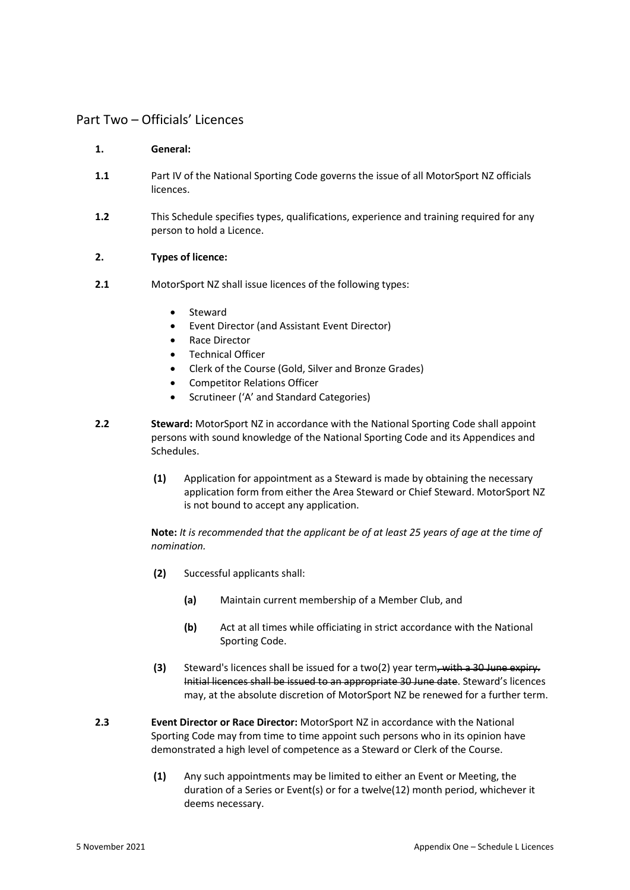## Part Two – Officials' Licences

**1. General:**

**1.1** Part IV of the National Sporting Code governs the issue of all MotorSport NZ officials licences.

**1.2** This Schedule specifies types, qualifications, experience and training required for any person to hold a Licence.

**2. Types of licence:**

**2.1** MotorSport NZ shall issue licences of the following types:

- Steward
- Event Director (and Assistant Event Director)
- Race Director
- Technical Officer
- Clerk of the Course (Gold, Silver and Bronze Grades)
- Competitor Relations Officer
- Scrutineer ('A' and Standard Categories)

**2.2** **Steward:** MotorSport NZ in accordance with the National Sporting Code shall appoint persons with sound knowledge of the National Sporting Code and its Appendices and Schedules.

**(1)** Application for appointment as a Steward is made by obtaining the necessary application form from either the Area Steward or Chief Steward. MotorSport NZ is not bound to accept any application.

**Note:** *It is recommended that the applicant be of at least 25 years of age at the time of nomination.*

**(2)** Successful applicants shall:

**(a)** Maintain current membership of a Member Club, and

**(b)** Act at all times while officiating in strict accordance with the National Sporting Code.

**(3)** Steward's licences shall be issued for a two(2) year term~~, with a 30 June expiry. Initial licences shall be issued to an appropriate 30 June date~~. Steward's licences may, at the absolute discretion of MotorSport NZ be renewed for a further term.

**2.3** **Event Director or Race Director:** MotorSport NZ in accordance with the National Sporting Code may from time to time appoint such persons who in its opinion have demonstrated a high level of competence as a Steward or Clerk of the Course.

**(1)** Any such appointments may be limited to either an Event or Meeting, the duration of a Series or Event(s) or for a twelve(12) month period, whichever it deems necessary.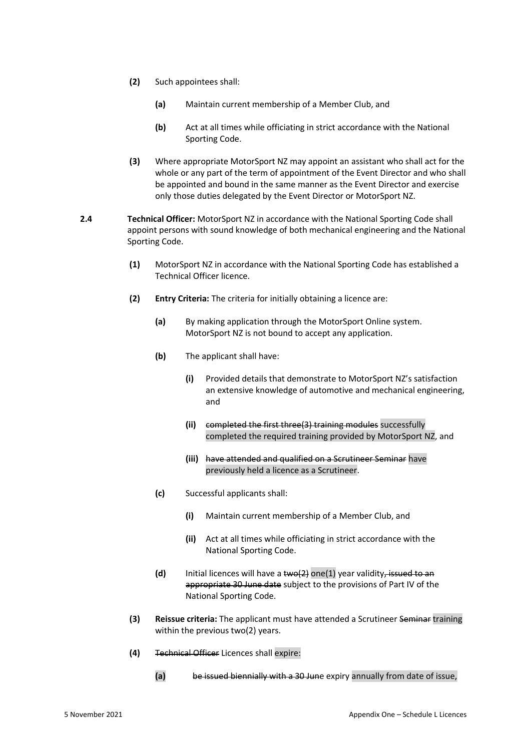**(2)** Such appointees shall:

**(a)** Maintain current membership of a Member Club, and

**(b)** Act at all times while officiating in strict accordance with the National Sporting Code.

**(3)** Where appropriate MotorSport NZ may appoint an assistant who shall act for the whole or any part of the term of appointment of the Event Director and who shall be appointed and bound in the same manner as the Event Director and exercise only those duties delegated by the Event Director or MotorSport NZ.

**2.4** **Technical Officer:** MotorSport NZ in accordance with the National Sporting Code shall appoint persons with sound knowledge of both mechanical engineering and the National Sporting Code.

**(1)** MotorSport NZ in accordance with the National Sporting Code has established a Technical Officer licence.

**(2)** **Entry Criteria:** The criteria for initially obtaining a licence are:

**(a)** By making application through the MotorSport Online system. MotorSport NZ is not bound to accept any application.

**(b)** The applicant shall have:

**(i)** Provided details that demonstrate to MotorSport NZ's satisfaction an extensive knowledge of automotive and mechanical engineering, and

**(ii)** ~~completed the first three(3) training modules~~ successfully completed the required training provided by MotorSport NZ, and

**(iii)** ~~have attended and qualified on a Scrutineer Seminar~~ have previously held a licence as a Scrutineer.

**(c)** Successful applicants shall:

**(i)** Maintain current membership of a Member Club, and

**(ii)** Act at all times while officiating in strict accordance with the National Sporting Code.

**(d)** Initial licences will have a ~~two(2)~~ one(1) year validity~~, issued to an appropriate 30 June date~~ subject to the provisions of Part IV of the National Sporting Code.

**(3)** **Reissue criteria:** The applicant must have attended a Scrutineer ~~Seminar~~ training within the previous two(2) years.

**(4)** ~~Technical Officer~~ Licences shall expire:

**(a)** ~~be issued biennially with a 30 Jun~~e expiry annually from date of issue,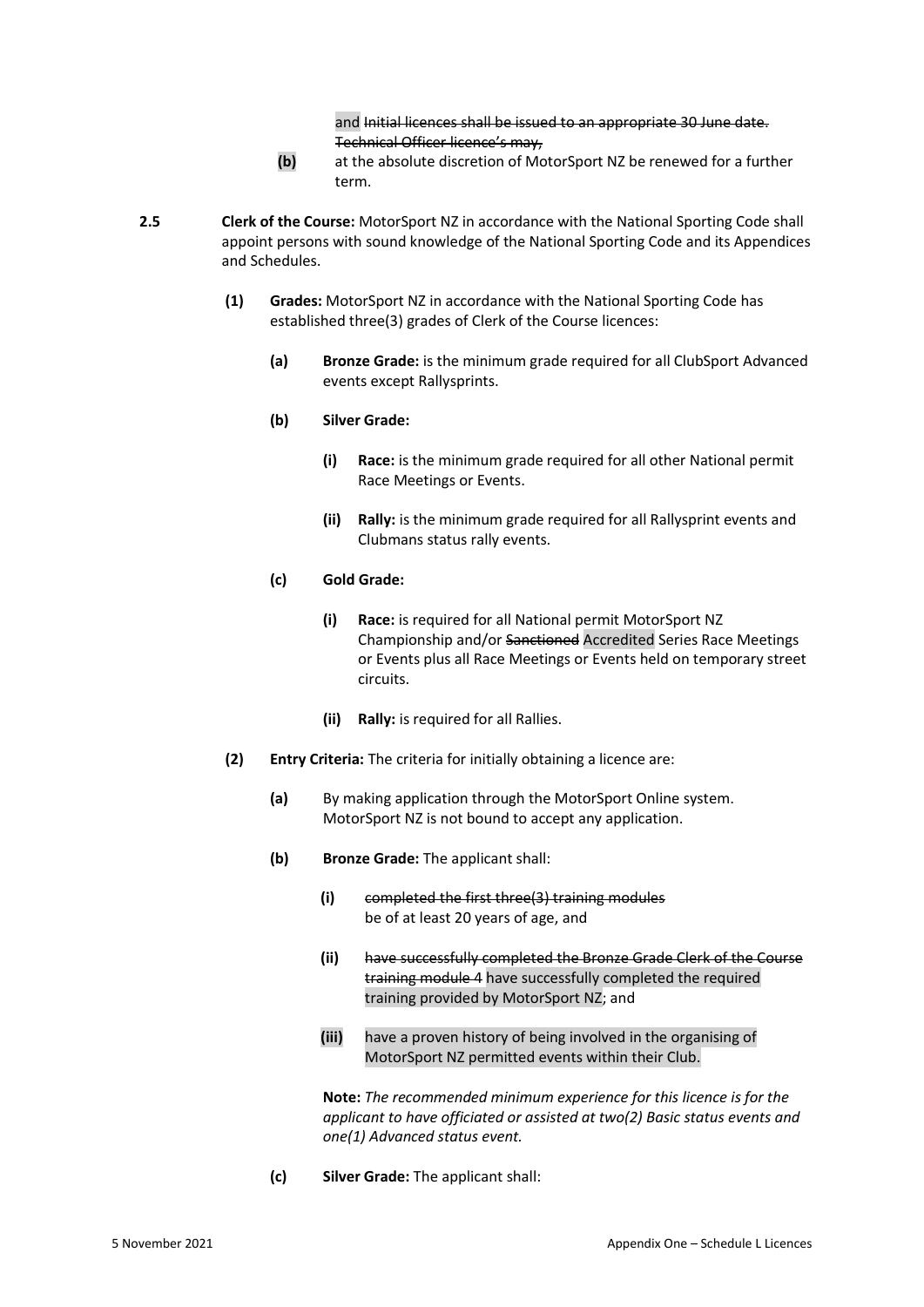and ~~Initial licences shall be issued to an appropriate 30 June date. Technical Officer licence's may,~~

**(b)** at the absolute discretion of MotorSport NZ be renewed for a further term.

**2.5** **Clerk of the Course:** MotorSport NZ in accordance with the National Sporting Code shall appoint persons with sound knowledge of the National Sporting Code and its Appendices and Schedules.

**(1)** **Grades:** MotorSport NZ in accordance with the National Sporting Code has established three(3) grades of Clerk of the Course licences:

**(a)** **Bronze Grade:** is the minimum grade required for all ClubSport Advanced events except Rallysprints.

**(b)** **Silver Grade:**

**(i)** **Race:** is the minimum grade required for all other National permit Race Meetings or Events.

**(ii)** **Rally:** is the minimum grade required for all Rallysprint events and Clubmans status rally events.

**(c)** **Gold Grade:**

**(i)** **Race:** is required for all National permit MotorSport NZ Championship and/or ~~Sanctioned~~ Accredited Series Race Meetings or Events plus all Race Meetings or Events held on temporary street circuits.

**(ii)** **Rally:** is required for all Rallies.

**(2)** **Entry Criteria:** The criteria for initially obtaining a licence are:

**(a)** By making application through the MotorSport Online system. MotorSport NZ is not bound to accept any application.

**(b)** **Bronze Grade:** The applicant shall:

**(i)** ~~completed the first three(3) training modules~~ be of at least 20 years of age, and

**(ii)** ~~have successfully completed the Bronze Grade Clerk of the Course training module 4~~ have successfully completed the required training provided by MotorSport NZ; and

**(iii)** have a proven history of being involved in the organising of MotorSport NZ permitted events within their Club.

**Note:** *The recommended minimum experience for this licence is for the applicant to have officiated or assisted at two(2) Basic status events and one(1) Advanced status event.*

**(c)** **Silver Grade:** The applicant shall: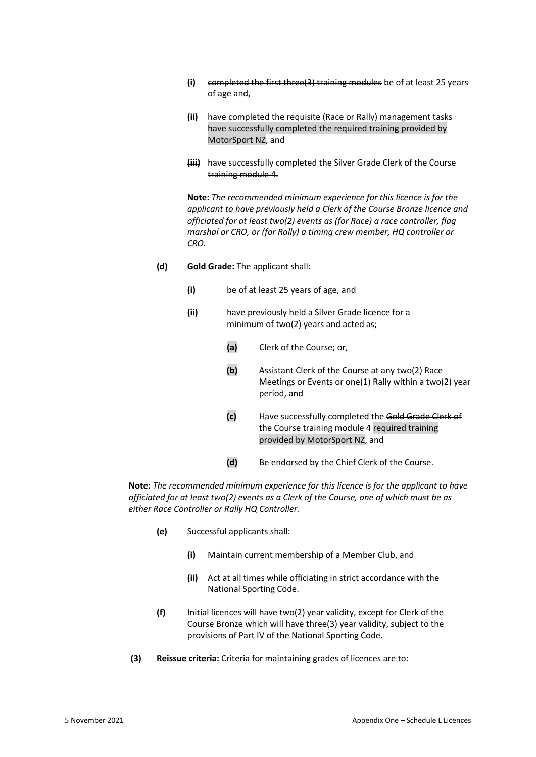- **(i)** ~~completed the first three(3) training modules~~ be of at least 25 years of age and,

- **(ii)** ~~have completed the requisite (Race or Rally) management tasks~~ have successfully completed the required training provided by MotorSport NZ, and

- ~~**(iii)** have successfully completed the Silver Grade Clerk of the Course training module 4.~~

  **Note:** *The recommended minimum experience for this licence is for the applicant to have previously held a Clerk of the Course Bronze licence and officiated for at least two(2) events as (for Race) a race controller, flag marshal or CRO, or (for Rally) a timing crew member, HQ controller or CRO.*

**(d)** **Gold Grade:** The applicant shall:

- **(i)** be of at least 25 years of age, and

- **(ii)** have previously held a Silver Grade licence for a minimum of two(2) years and acted as;

  - **(a)** Clerk of the Course; or,

  - **(b)** Assistant Clerk of the Course at any two(2) Race Meetings or Events or one(1) Rally within a two(2) year period, and

  - **(c)** Have successfully completed the ~~Gold Grade Clerk of the Course training module 4~~ required training provided by MotorSport NZ, and

  - **(d)** Be endorsed by the Chief Clerk of the Course.

**Note:** *The recommended minimum experience for this licence is for the applicant to have officiated for at least two(2) events as a Clerk of the Course, one of which must be as either Race Controller or Rally HQ Controller.*

**(e)** Successful applicants shall:

- **(i)** Maintain current membership of a Member Club, and

- **(ii)** Act at all times while officiating in strict accordance with the National Sporting Code.

**(f)** Initial licences will have two(2) year validity, except for Clerk of the Course Bronze which will have three(3) year validity, subject to the provisions of Part IV of the National Sporting Code.

**(3)** **Reissue criteria:** Criteria for maintaining grades of licences are to: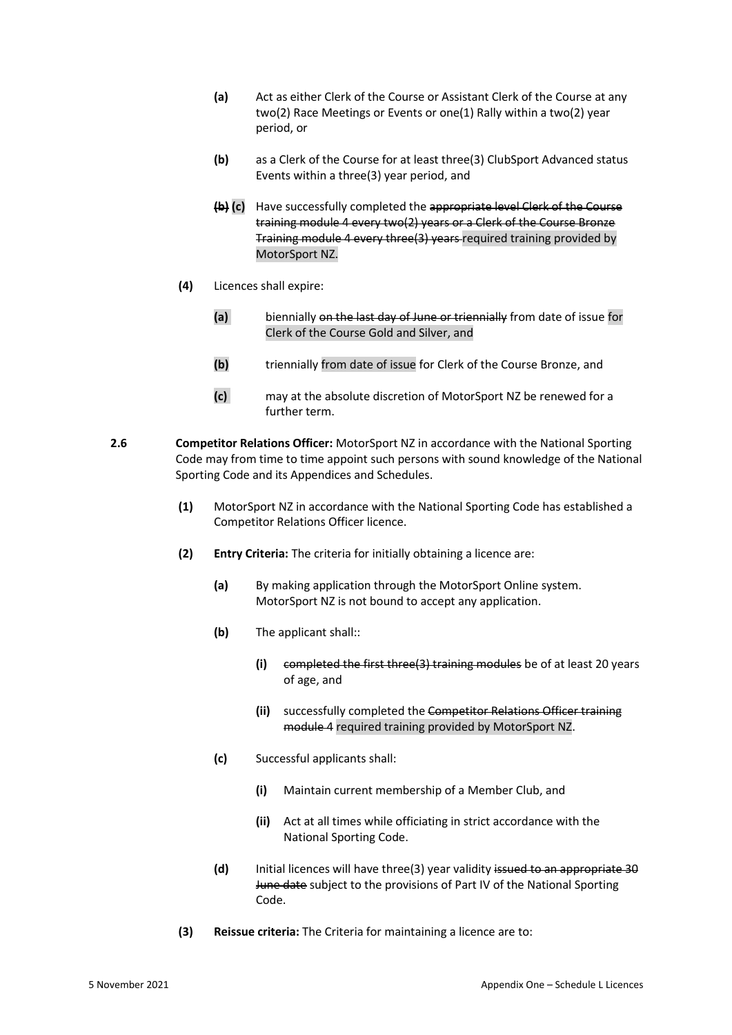- **(a)** Act as either Clerk of the Course or Assistant Clerk of the Course at any two(2) Race Meetings or Events or one(1) Rally within a two(2) year period, or

- **(b)** as a Clerk of the Course for at least three(3) ClubSport Advanced status Events within a three(3) year period, and

- ~~**(b)**~~ **(c)** Have successfully completed the ~~appropriate level Clerk of the Course training module 4 every two(2) years or a Clerk of the Course Bronze Training module 4 every three(3) years~~ required training provided by MotorSport NZ.

**(4)** Licences shall expire:

- **(a)** biennially ~~on the last day of June or triennially~~ from date of issue for Clerk of the Course Gold and Silver, and

- **(b)** triennially from date of issue for Clerk of the Course Bronze, and

- **(c)** may at the absolute discretion of MotorSport NZ be renewed for a further term.

**2.6** **Competitor Relations Officer:** MotorSport NZ in accordance with the National Sporting Code may from time to time appoint such persons with sound knowledge of the National Sporting Code and its Appendices and Schedules.

**(1)** MotorSport NZ in accordance with the National Sporting Code has established a Competitor Relations Officer licence.

**(2)** **Entry Criteria:** The criteria for initially obtaining a licence are:

- **(a)** By making application through the MotorSport Online system. MotorSport NZ is not bound to accept any application.

- **(b)** The applicant shall::

  - **(i)** ~~completed the first three(3) training modules~~ be of at least 20 years of age, and

  - **(ii)** successfully completed the ~~Competitor Relations Officer training module 4~~ required training provided by MotorSport NZ.

- **(c)** Successful applicants shall:

  - **(i)** Maintain current membership of a Member Club, and

  - **(ii)** Act at all times while officiating in strict accordance with the National Sporting Code.

- **(d)** Initial licences will have three(3) year validity ~~issued to an appropriate 30 June date~~ subject to the provisions of Part IV of the National Sporting Code.

**(3)** **Reissue criteria:** The Criteria for maintaining a licence are to: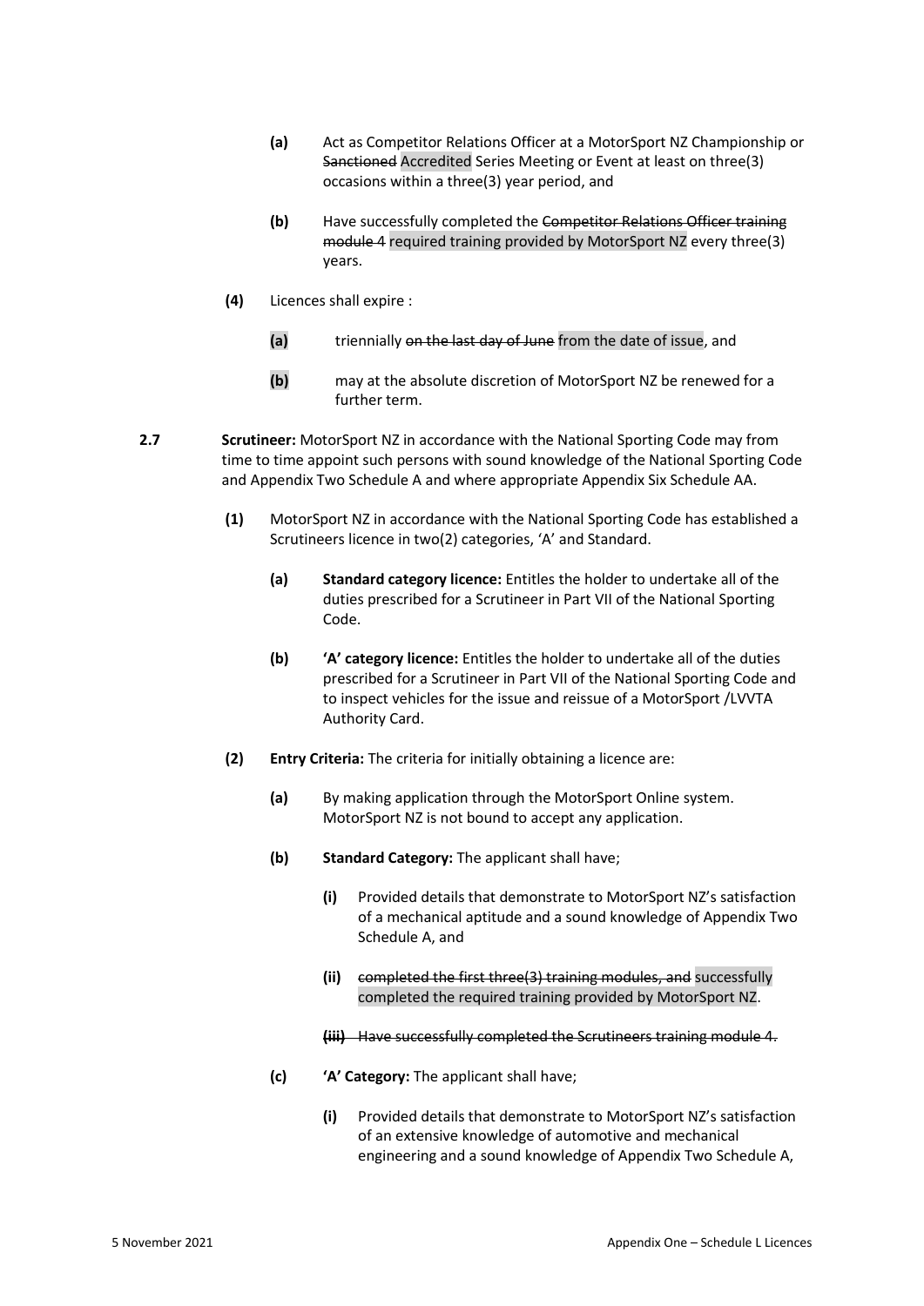**(a)** Act as Competitor Relations Officer at a MotorSport NZ Championship or ~~Sanctioned~~ Accredited Series Meeting or Event at least on three(3) occasions within a three(3) year period, and

**(b)** Have successfully completed the ~~Competitor Relations Officer training module 4~~ required training provided by MotorSport NZ every three(3) years.

**(4)** Licences shall expire :

**(a)** triennially ~~on the last day of June~~ from the date of issue, and

**(b)** may at the absolute discretion of MotorSport NZ be renewed for a further term.

**2.7** **Scrutineer:** MotorSport NZ in accordance with the National Sporting Code may from time to time appoint such persons with sound knowledge of the National Sporting Code and Appendix Two Schedule A and where appropriate Appendix Six Schedule AA.

**(1)** MotorSport NZ in accordance with the National Sporting Code has established a Scrutineers licence in two(2) categories, 'A' and Standard.

**(a)** **Standard category licence:** Entitles the holder to undertake all of the duties prescribed for a Scrutineer in Part VII of the National Sporting Code.

**(b)** **'A' category licence:** Entitles the holder to undertake all of the duties prescribed for a Scrutineer in Part VII of the National Sporting Code and to inspect vehicles for the issue and reissue of a MotorSport /LVVTA Authority Card.

**(2)** **Entry Criteria:** The criteria for initially obtaining a licence are:

**(a)** By making application through the MotorSport Online system. MotorSport NZ is not bound to accept any application.

**(b)** **Standard Category:** The applicant shall have;

**(i)** Provided details that demonstrate to MotorSport NZ's satisfaction of a mechanical aptitude and a sound knowledge of Appendix Two Schedule A, and

**(ii)** ~~completed the first three(3) training modules, and~~ successfully completed the required training provided by MotorSport NZ.

~~**(iii)** Have successfully completed the Scrutineers training module 4.~~

**(c)** **'A' Category:** The applicant shall have;

**(i)** Provided details that demonstrate to MotorSport NZ's satisfaction of an extensive knowledge of automotive and mechanical engineering and a sound knowledge of Appendix Two Schedule A,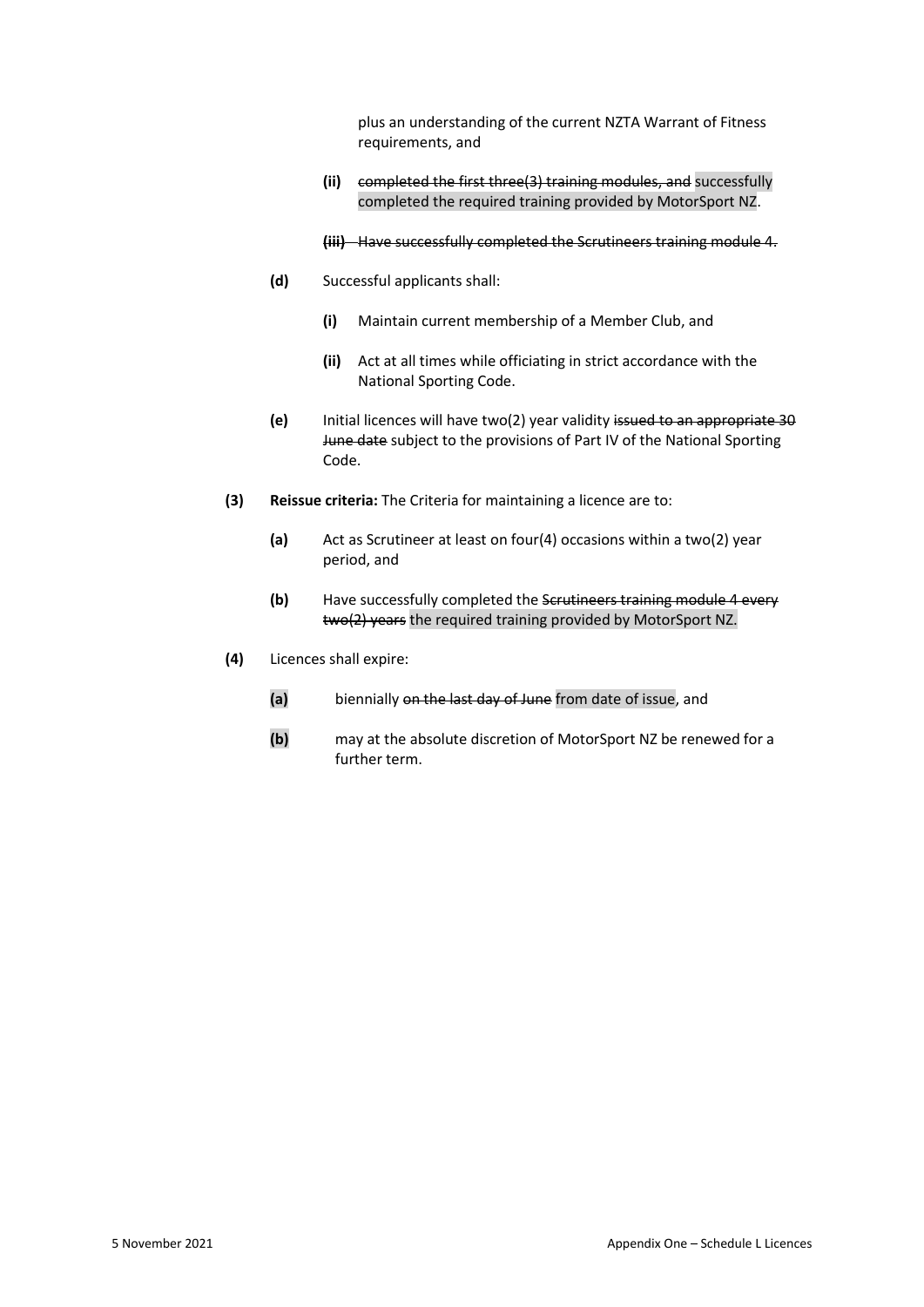plus an understanding of the current NZTA Warrant of Fitness requirements, and

**(ii)** ~~completed the first three(3) training modules, and~~ successfully completed the required training provided by MotorSport NZ.

~~**(iii)** Have successfully completed the Scrutineers training module 4.~~

**(d)** Successful applicants shall:

**(i)** Maintain current membership of a Member Club, and

**(ii)** Act at all times while officiating in strict accordance with the National Sporting Code.

**(e)** Initial licences will have two(2) year validity ~~issued to an appropriate 30 June date~~ subject to the provisions of Part IV of the National Sporting Code.

**(3)** **Reissue criteria:** The Criteria for maintaining a licence are to:

**(a)** Act as Scrutineer at least on four(4) occasions within a two(2) year period, and

**(b)** Have successfully completed the ~~Scrutineers training module 4 every two(2) years~~ the required training provided by MotorSport NZ.

**(4)** Licences shall expire:

**(a)** biennially ~~on the last day of June~~ from date of issue, and

**(b)** may at the absolute discretion of MotorSport NZ be renewed for a further term.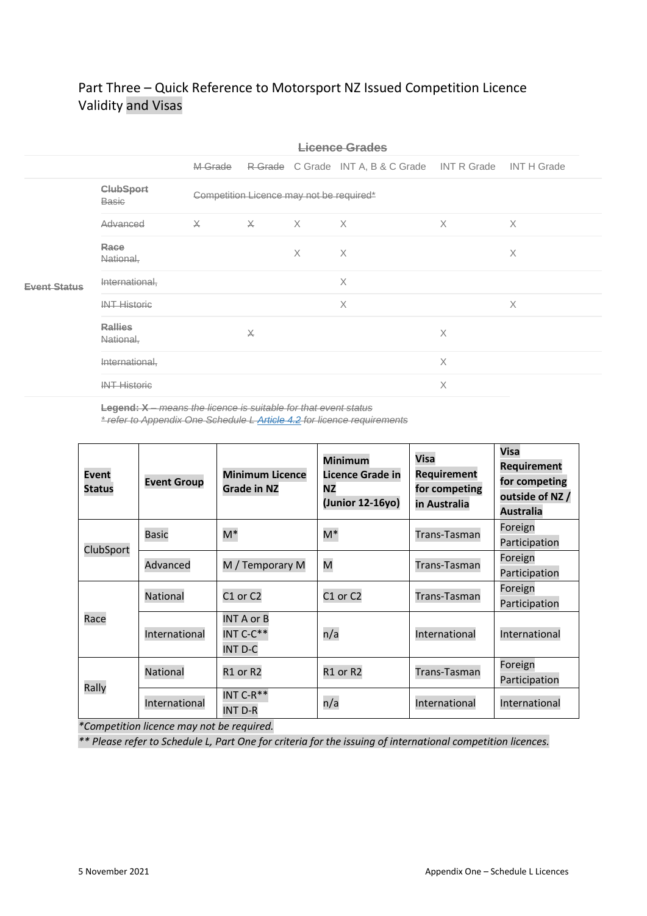## Part Three – Quick Reference to Motorsport NZ Issued Competition Licence Validity and Visas

| | | ~~Licence Grades~~ | | | | | |
|---|---|---|---|---|---|---|---|
| | | ~~M Grade~~ | ~~R Grade~~ | C Grade | INT A, B & C Grade | INT R Grade | INT H Grade |
| ~~Event Status~~ | ~~**ClubSport** Basic~~ | ~~Competition Licence may not be required*~~ | | | | | |
| | ~~Advanced~~ | ~~X~~ | ~~X~~ | X | X | X | X |
| | ~~**Race** National,~~ | | | X | X | | X |
| | ~~International,~~ | | | | X | | |
| | ~~INT Historic~~ | | | | X | | X |
| | ~~**Rallies** National,~~ | | ~~X~~ | | | X | |
| | ~~International,~~ | | | | | X | |
| | ~~INT Historic~~ | | | | | X | |

~~**Legend: X** – *means the licence is suitable for that event status*~~
~~*\* refer to Appendix One Schedule L Article 4.2 for licence requirements*~~

| Event Status | Event Group | Minimum Licence Grade in NZ | Minimum Licence Grade in NZ (Junior 12-16yo) | Visa Requirement for competing in Australia | Visa Requirement for competing outside of NZ / Australia |
|---|---|---|---|---|---|
| ClubSport | Basic | M* | M* | Trans-Tasman | Foreign Participation |
| | Advanced | M / Temporary M | M | Trans-Tasman | Foreign Participation |
| Race | National | C1 or C2 | C1 or C2 | Trans-Tasman | Foreign Participation |
| | International | INT A or B<br>INT C-C**<br>INT D-C | n/a | International | International |
| Rally | National | R1 or R2 | R1 or R2 | Trans-Tasman | Foreign Participation |
| | International | INT C-R**<br>INT D-R | n/a | International | International |

*\*Competition licence may not be required.*

*\*\* Please refer to Schedule L, Part One for criteria for the issuing of international competition licences.*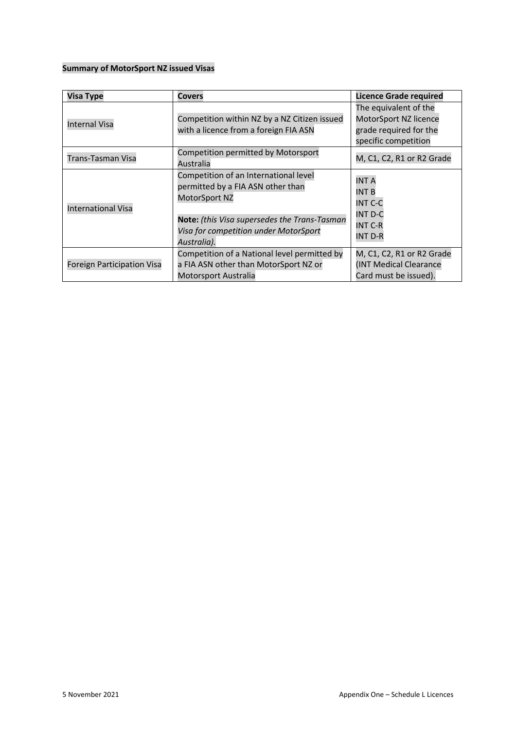**Summary of MotorSport NZ issued Visas**

| Visa Type | Covers | Licence Grade required |
| --- | --- | --- |
| Internal Visa | Competition within NZ by a NZ Citizen issued with a licence from a foreign FIA ASN | The equivalent of the MotorSport NZ licence grade required for the specific competition |
| Trans-Tasman Visa | Competition permitted by Motorsport Australia | M, C1, C2, R1 or R2 Grade |
| International Visa | Competition of an International level permitted by a FIA ASN other than MotorSport NZ<br><br>**Note:** *(this Visa supersedes the Trans-Tasman Visa for competition under MotorSport Australia).* | INT A<br>INT B<br>INT C-C<br>INT D-C<br>INT C-R<br>INT D-R |
| Foreign Participation Visa | Competition of a National level permitted by a FIA ASN other than MotorSport NZ or Motorsport Australia | M, C1, C2, R1 or R2 Grade (INT Medical Clearance Card must be issued). |